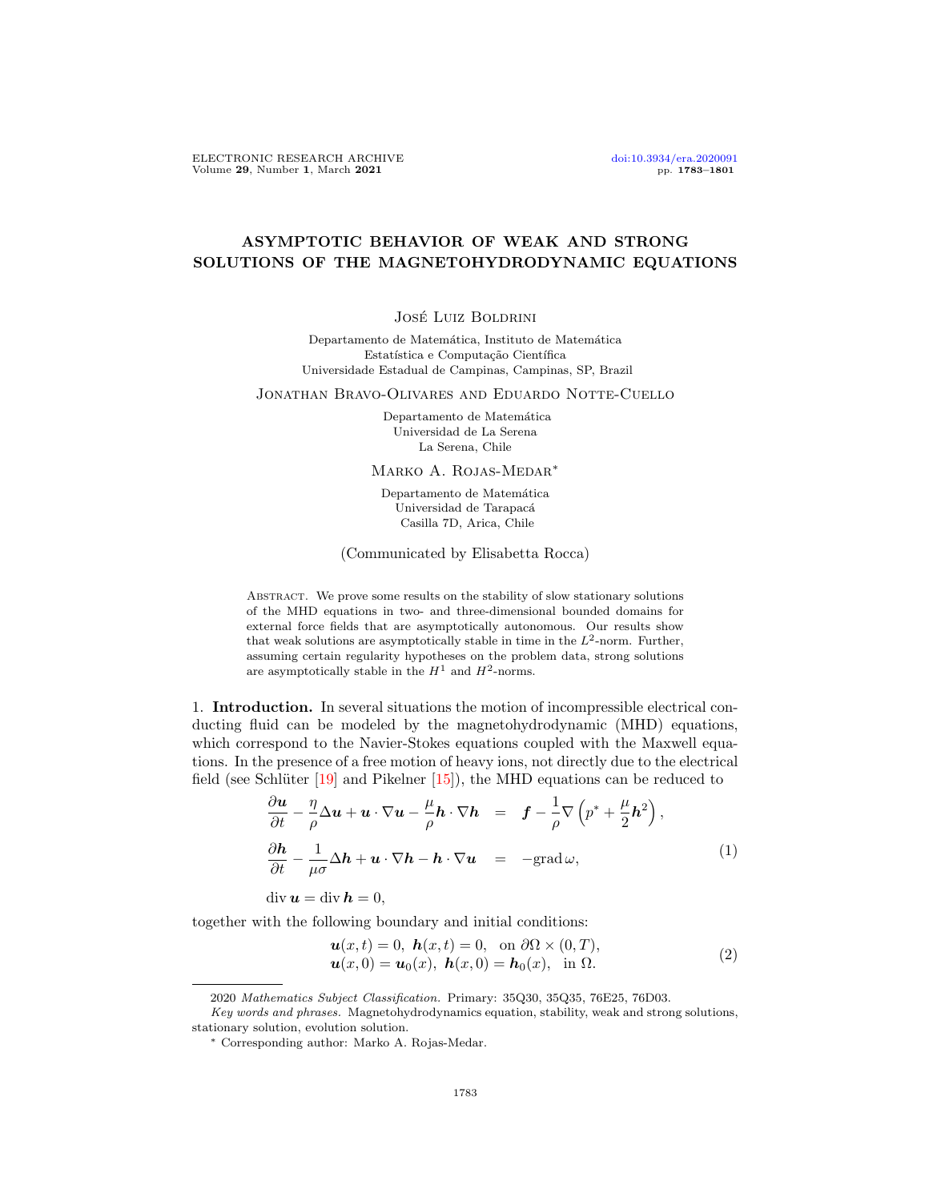# ASYMPTOTIC BEHAVIOR OF WEAK AND STRONG SOLUTIONS OF THE MAGNETOHYDRODYNAMIC EQUATIONS

José Luiz Boldrini

Departamento de Matemática, Instituto de Matemática
Estatística e Computação Científica
Universidade Estadual de Campinas, Campinas, SP, Brazil

Jonathan Bravo-Olivares and Eduardo Notte-Cuello

Departamento de Matemática
Universidad de La Serena
La Serena, Chile

Marko A. Rojas-Medar*

Departamento de Matemática
Universidad de Tarapacá
Casilla 7D, Arica, Chile

(Communicated by Elisabetta Rocca)

Abstract. We prove some results on the stability of slow stationary solutions of the MHD equations in two- and three-dimensional bounded domains for external force fields that are asymptotically autonomous. Our results show that weak solutions are asymptotically stable in time in the $L^2$-norm. Further, assuming certain regularity hypotheses on the problem data, strong solutions are asymptotically stable in the $H^1$ and $H^2$-norms.

1. **Introduction.** In several situations the motion of incompressible electrical conducting fluid can be modeled by the magnetohydrodynamic (MHD) equations, which correspond to the Navier-Stokes equations coupled with the Maxwell equations. In the presence of a free motion of heavy ions, not directly due to the electrical field (see Schlüter [19] and Pikelner [15]), the MHD equations can be reduced to

$$
\begin{aligned}
\frac{\partial \boldsymbol{u}}{\partial t} - \frac{\eta}{\rho}\Delta \boldsymbol{u} + \boldsymbol{u}\cdot\nabla \boldsymbol{u} - \frac{\mu}{\rho}\boldsymbol{h}\cdot\nabla \boldsymbol{h} &= \boldsymbol{f} - \frac{1}{\rho}\nabla\left(p^* + \frac{\mu}{2}\boldsymbol{h}^2\right),\\
\frac{\partial \boldsymbol{h}}{\partial t} - \frac{1}{\mu\sigma}\Delta \boldsymbol{h} + \boldsymbol{u}\cdot\nabla \boldsymbol{h} - \boldsymbol{h}\cdot\nabla \boldsymbol{u} &= -\operatorname{grad}\omega,
\end{aligned}
\tag{1}
$$

$$\operatorname{div}\boldsymbol{u} = \operatorname{div}\boldsymbol{h} = 0,$$

together with the following boundary and initial conditions:

$$
\begin{aligned}
&\boldsymbol{u}(x,t) = 0,\ \boldsymbol{h}(x,t) = 0, \quad \text{on } \partial\Omega\times(0,T),\\
&\boldsymbol{u}(x,0) = \boldsymbol{u}_0(x),\ \boldsymbol{h}(x,0) = \boldsymbol{h}_0(x), \quad \text{in } \Omega.
\end{aligned}
\tag{2}
$$

2020 *Mathematics Subject Classification.* Primary: 35Q30, 35Q35, 76E25, 76D03.

*Key words and phrases.* Magnetohydrodynamics equation, stability, weak and strong solutions, stationary solution, evolution solution.

* Corresponding author: Marko A. Rojas-Medar.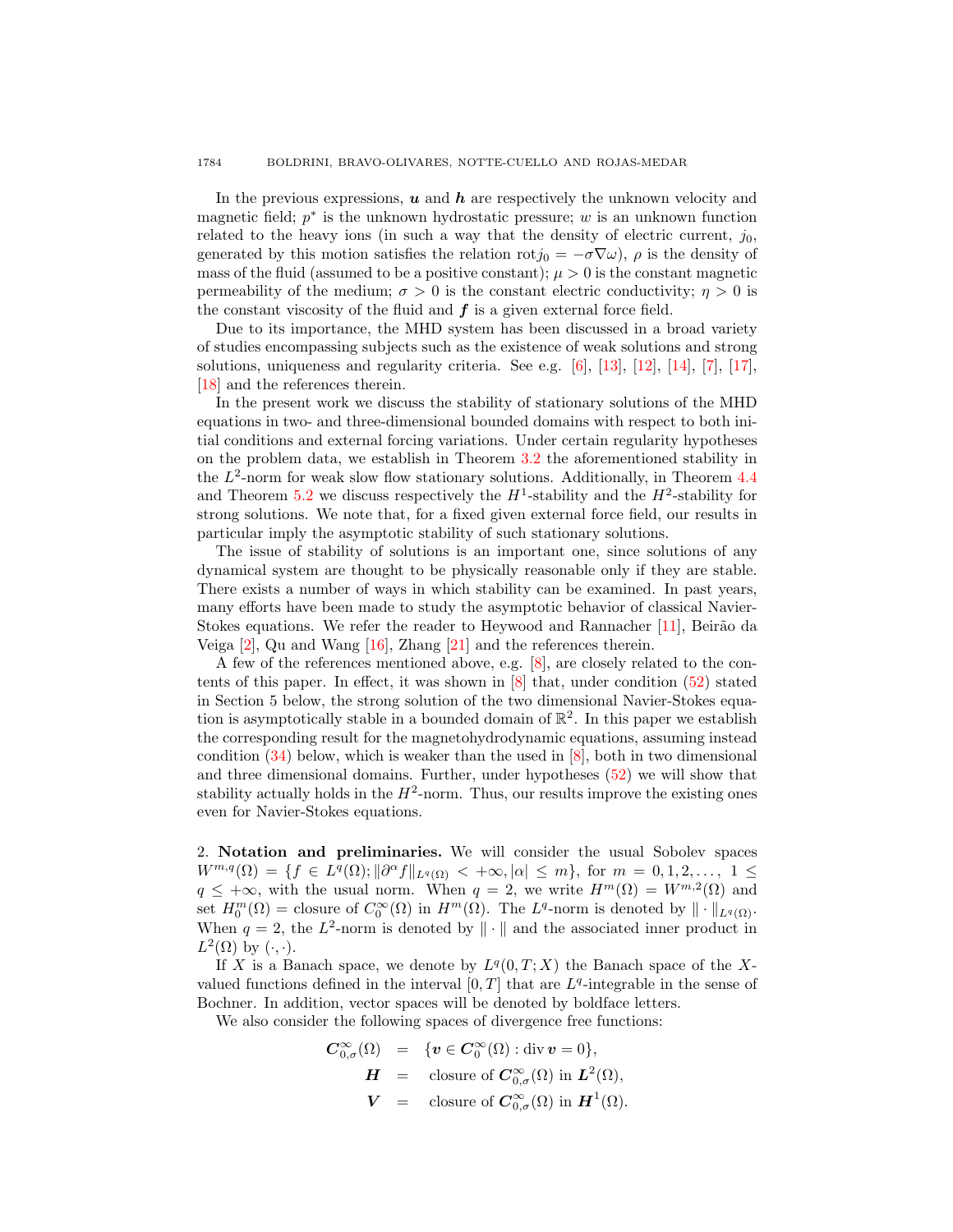In the previous expressions, $\boldsymbol{u}$ and $\boldsymbol{h}$ are respectively the unknown velocity and magnetic field; $p^*$ is the unknown hydrostatic pressure; $w$ is an unknown function related to the heavy ions (in such a way that the density of electric current, $j_0$, generated by this motion satisfies the relation $\mathrm{rot} j_0 = -\sigma\nabla\omega$), $\rho$ is the density of mass of the fluid (assumed to be a positive constant); $\mu > 0$ is the constant magnetic permeability of the medium; $\sigma > 0$ is the constant electric conductivity; $\eta > 0$ is the constant viscosity of the fluid and $\boldsymbol{f}$ is a given external force field.

Due to its importance, the MHD system has been discussed in a broad variety of studies encompassing subjects such as the existence of weak solutions and strong solutions, uniqueness and regularity criteria. See e.g. [6], [13], [12], [14], [7], [17], [18] and the references therein.

In the present work we discuss the stability of stationary solutions of the MHD equations in two- and three-dimensional bounded domains with respect to both initial conditions and external forcing variations. Under certain regularity hypotheses on the problem data, we establish in Theorem 3.2 the aforementioned stability in the $L^2$-norm for weak slow flow stationary solutions. Additionally, in Theorem 4.4 and Theorem 5.2 we discuss respectively the $H^1$-stability and the $H^2$-stability for strong solutions. We note that, for a fixed given external force field, our results in particular imply the asymptotic stability of such stationary solutions.

The issue of stability of solutions is an important one, since solutions of any dynamical system are thought to be physically reasonable only if they are stable. There exists a number of ways in which stability can be examined. In past years, many efforts have been made to study the asymptotic behavior of classical Navier-Stokes equations. We refer the reader to Heywood and Rannacher [11], Beirão da Veiga [2], Qu and Wang [16], Zhang [21] and the references therein.

A few of the references mentioned above, e.g. [8], are closely related to the contents of this paper. In effect, it was shown in [8] that, under condition (52) stated in Section 5 below, the strong solution of the two dimensional Navier-Stokes equation is asymptotically stable in a bounded domain of $\mathbb{R}^2$. In this paper we establish the corresponding result for the magnetohydrodynamic equations, assuming instead condition (34) below, which is weaker than the used in [8], both in two dimensional and three dimensional domains. Further, under hypotheses (52) we will show that stability actually holds in the $H^2$-norm. Thus, our results improve the existing ones even for Navier-Stokes equations.

## 2. Notation and preliminaries.

We will consider the usual Sobolev spaces $W^{m,q}(\Omega) = \{f \in L^q(\Omega); \|\partial^\alpha f\|_{L^q(\Omega)} < +\infty, |\alpha| \leq m\}$, for $m = 0, 1, 2, \ldots,\ 1 \leq q \leq +\infty$, with the usual norm. When $q = 2$, we write $H^m(\Omega) = W^{m,2}(\Omega)$ and set $H_0^m(\Omega) =$ closure of $C_0^\infty(\Omega)$ in $H^m(\Omega)$. The $L^q$-norm is denoted by $\|\cdot\|_{L^q(\Omega)}$. When $q = 2$, the $L^2$-norm is denoted by $\|\cdot\|$ and the associated inner product in $L^2(\Omega)$ by $(\cdot,\cdot)$.

If $X$ is a Banach space, we denote by $L^q(0,T;X)$ the Banach space of the $X$-valued functions defined in the interval $[0,T]$ that are $L^q$-integrable in the sense of Bochner. In addition, vector spaces will be denoted by boldface letters.

We also consider the following spaces of divergence free functions:

$$
\begin{aligned}
\boldsymbol{C}_{0,\sigma}^\infty(\Omega) &= \{\boldsymbol{v} \in \boldsymbol{C}_0^\infty(\Omega) : \operatorname{div} \boldsymbol{v} = 0\},\\
\boldsymbol{H} &= \text{closure of } \boldsymbol{C}_{0,\sigma}^\infty(\Omega) \text{ in } \boldsymbol{L}^2(\Omega),\\
\boldsymbol{V} &= \text{closure of } \boldsymbol{C}_{0,\sigma}^\infty(\Omega) \text{ in } \boldsymbol{H}^1(\Omega).
\end{aligned}
$$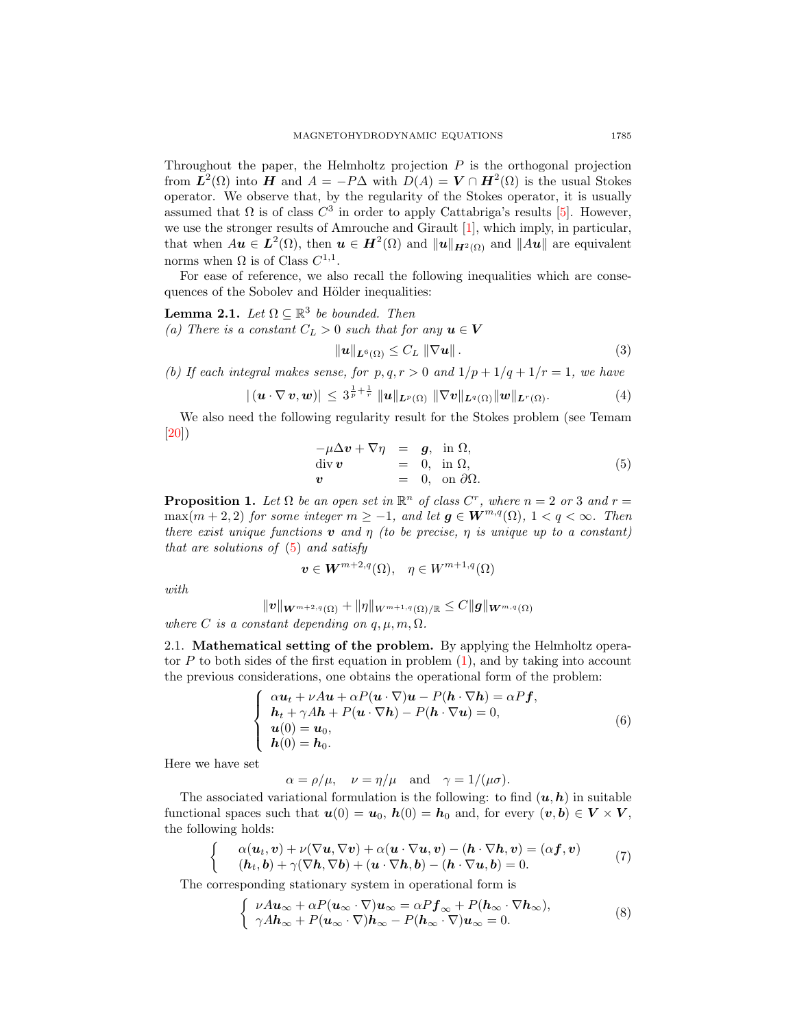Throughout the paper, the Helmholtz projection $P$ is the orthogonal projection from $\boldsymbol{L}^2(\Omega)$ into $\boldsymbol{H}$ and $A = -P\Delta$ with $D(A) = \boldsymbol{V} \cap \boldsymbol{H}^2(\Omega)$ is the usual Stokes operator. We observe that, by the regularity of the Stokes operator, it is usually assumed that $\Omega$ is of class $C^3$ in order to apply Cattabriga's results [5]. However, we use the stronger results of Amrouche and Girault [1], which imply, in particular, that when $A\boldsymbol{u} \in \boldsymbol{L}^2(\Omega)$, then $\boldsymbol{u} \in \boldsymbol{H}^2(\Omega)$ and $\|\boldsymbol{u}\|_{\boldsymbol{H}^2(\Omega)}$ and $\|A\boldsymbol{u}\|$ are equivalent norms when $\Omega$ is of Class $C^{1,1}$.

For ease of reference, we also recall the following inequalities which are consequences of the Sobolev and Hölder inequalities:

**Lemma 2.1.** *Let $\Omega \subseteq \mathbb{R}^3$ be bounded. Then*
*(a) There is a constant $C_L > 0$ such that for any $\boldsymbol{u} \in \boldsymbol{V}$*

$$\|\boldsymbol{u}\|_{\boldsymbol{L}^6(\Omega)} \leq C_L \|\nabla \boldsymbol{u}\|. \tag{3}$$

*(b) If each integral makes sense, for $p, q, r > 0$ and $1/p + 1/q + 1/r = 1$, we have*

$$|(\boldsymbol{u} \cdot \nabla \boldsymbol{v}, \boldsymbol{w})| \leq 3^{\frac{1}{p}+\frac{1}{r}} \|\boldsymbol{u}\|_{\boldsymbol{L}^p(\Omega)} \|\nabla \boldsymbol{v}\|_{\boldsymbol{L}^q(\Omega)} \|\boldsymbol{w}\|_{\boldsymbol{L}^r(\Omega)}. \tag{4}$$

We also need the following regularity result for the Stokes problem (see Temam [20])

$$\begin{array}{rcl} -\mu\Delta \boldsymbol{v} + \nabla \eta &=& \boldsymbol{g}, \quad \text{in } \Omega, \\ \operatorname{div} \boldsymbol{v} &=& 0, \quad \text{in } \Omega, \\ \boldsymbol{v} &=& 0, \quad \text{on } \partial\Omega. \end{array} \tag{5}$$

**Proposition 1.** *Let $\Omega$ be an open set in $\mathbb{R}^n$ of class $C^r$, where $n = 2$ or $3$ and $r = \max(m+2, 2)$ for some integer $m \geq -1$, and let $\boldsymbol{g} \in \boldsymbol{W}^{m,q}(\Omega)$, $1 < q < \infty$. Then there exist unique functions $\boldsymbol{v}$ and $\eta$ (to be precise, $\eta$ is unique up to a constant) that are solutions of (5) and satisfy*

$$\boldsymbol{v} \in \boldsymbol{W}^{m+2,q}(\Omega), \quad \eta \in W^{m+1,q}(\Omega)$$

*with*

$$\|\boldsymbol{v}\|_{\boldsymbol{W}^{m+2,q}(\Omega)} + \|\eta\|_{W^{m+1,q}(\Omega)/\mathbb{R}} \leq C\|\boldsymbol{g}\|_{\boldsymbol{W}^{m,q}(\Omega)}$$

*where $C$ is a constant depending on $q, \mu, m, \Omega$.*

2.1. **Mathematical setting of the problem.** By applying the Helmholtz operator $P$ to both sides of the first equation in problem (1), and by taking into account the previous considerations, one obtains the operational form of the problem:

$$\left\{ \begin{array}{l} \alpha \boldsymbol{u}_t + \nu A\boldsymbol{u} + \alpha P(\boldsymbol{u} \cdot \nabla)\boldsymbol{u} - P(\boldsymbol{h} \cdot \nabla \boldsymbol{h}) = \alpha P \boldsymbol{f}, \\ \boldsymbol{h}_t + \gamma A\boldsymbol{h} + P(\boldsymbol{u} \cdot \nabla \boldsymbol{h}) - P(\boldsymbol{h} \cdot \nabla \boldsymbol{u}) = 0, \\ \boldsymbol{u}(0) = \boldsymbol{u}_0, \\ \boldsymbol{h}(0) = \boldsymbol{h}_0. \end{array} \right. \tag{6}$$

Here we have set

$$\alpha = \rho/\mu, \quad \nu = \eta/\mu \quad \text{and} \quad \gamma = 1/(\mu\sigma).$$

The associated variational formulation is the following: to find $(\boldsymbol{u}, \boldsymbol{h})$ in suitable functional spaces such that $\boldsymbol{u}(0) = \boldsymbol{u}_0$, $\boldsymbol{h}(0) = \boldsymbol{h}_0$ and, for every $(\boldsymbol{v}, \boldsymbol{b}) \in \boldsymbol{V} \times \boldsymbol{V}$, the following holds:

$$\left\{ \begin{array}{l} \alpha(\boldsymbol{u}_t, \boldsymbol{v}) + \nu(\nabla \boldsymbol{u}, \nabla \boldsymbol{v}) + \alpha(\boldsymbol{u} \cdot \nabla \boldsymbol{u}, \boldsymbol{v}) - (\boldsymbol{h} \cdot \nabla \boldsymbol{h}, \boldsymbol{v}) = (\alpha \boldsymbol{f}, \boldsymbol{v}) \\ (\boldsymbol{h}_t, \boldsymbol{b}) + \gamma(\nabla \boldsymbol{h}, \nabla \boldsymbol{b}) + (\boldsymbol{u} \cdot \nabla \boldsymbol{h}, \boldsymbol{b}) - (\boldsymbol{h} \cdot \nabla \boldsymbol{u}, \boldsymbol{b}) = 0. \end{array} \right. \tag{7}$$

The corresponding stationary system in operational form is

$$\left\{ \begin{array}{l} \nu A\boldsymbol{u}_\infty + \alpha P(\boldsymbol{u}_\infty \cdot \nabla)\boldsymbol{u}_\infty = \alpha P \boldsymbol{f}_\infty + P(\boldsymbol{h}_\infty \cdot \nabla \boldsymbol{h}_\infty), \\ \gamma A\boldsymbol{h}_\infty + P(\boldsymbol{u}_\infty \cdot \nabla)\boldsymbol{h}_\infty - P(\boldsymbol{h}_\infty \cdot \nabla)\boldsymbol{u}_\infty = 0. \end{array} \right. \tag{8}$$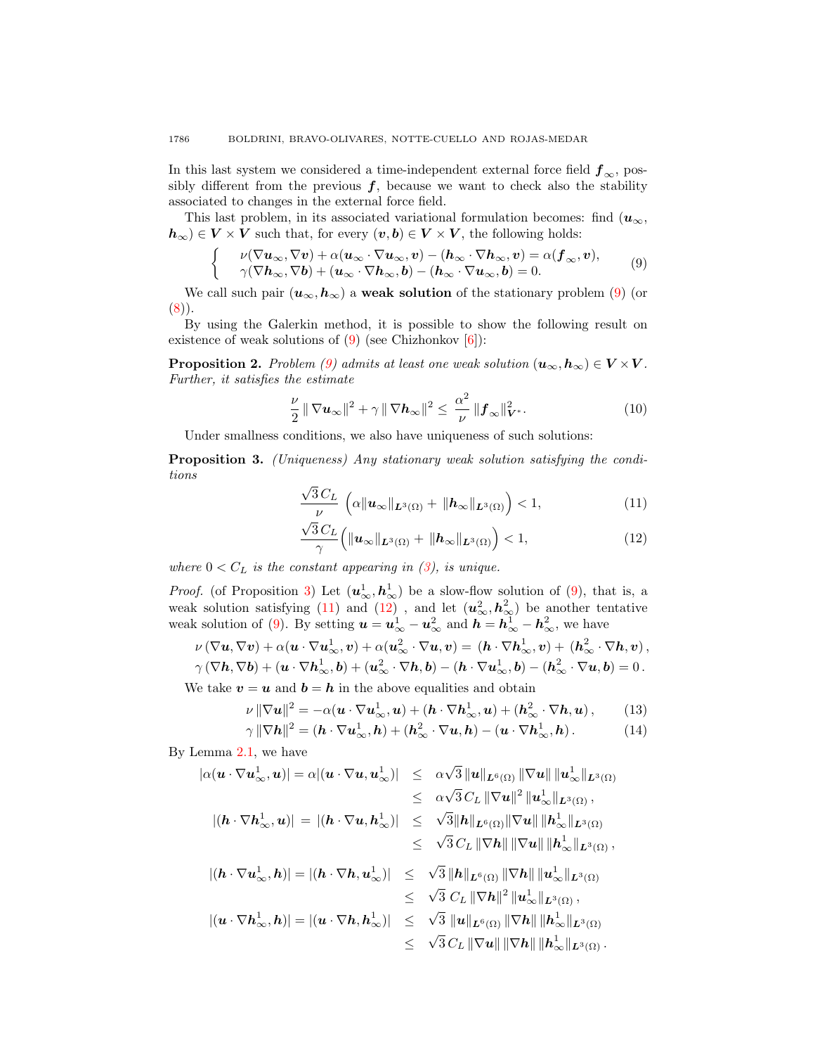In this last system we considered a time-independent external force field $\boldsymbol{f}_\infty$, possibly different from the previous $\boldsymbol{f}$, because we want to check also the stability associated to changes in the external force field.

This last problem, in its associated variational formulation becomes: find $(\boldsymbol{u}_\infty, \boldsymbol{h}_\infty) \in \boldsymbol{V} \times \boldsymbol{V}$ such that, for every $(\boldsymbol{v}, \boldsymbol{b}) \in \boldsymbol{V} \times \boldsymbol{V}$, the following holds:

$$\left\{ \begin{array}{l} \nu(\nabla \boldsymbol{u}_\infty, \nabla \boldsymbol{v}) + \alpha(\boldsymbol{u}_\infty \cdot \nabla \boldsymbol{u}_\infty, \boldsymbol{v}) - (\boldsymbol{h}_\infty \cdot \nabla \boldsymbol{h}_\infty, \boldsymbol{v}) = \alpha(\boldsymbol{f}_\infty, \boldsymbol{v}), \\ \gamma(\nabla \boldsymbol{h}_\infty, \nabla \boldsymbol{b}) + (\boldsymbol{u}_\infty \cdot \nabla \boldsymbol{h}_\infty, \boldsymbol{b}) - (\boldsymbol{h}_\infty \cdot \nabla \boldsymbol{u}_\infty, \boldsymbol{b}) = 0. \end{array} \right. \tag{9}$$

We call such pair $(\boldsymbol{u}_\infty, \boldsymbol{h}_\infty)$ a **weak solution** of the stationary problem (9) (or (8)).

By using the Galerkin method, it is possible to show the following result on existence of weak solutions of (9) (see Chizhonkov [6]):

**Proposition 2.** *Problem (9) admits at least one weak solution $(\boldsymbol{u}_\infty, \boldsymbol{h}_\infty) \in \boldsymbol{V} \times \boldsymbol{V}$. Further, it satisfies the estimate*

$$\frac{\nu}{2} \| \nabla \boldsymbol{u}_\infty \|^2 + \gamma \| \nabla \boldsymbol{h}_\infty \|^2 \leq \frac{\alpha^2}{\nu} \| \boldsymbol{f}_\infty \|^2_{\boldsymbol{V}^*}. \tag{10}$$

Under smallness conditions, we also have uniqueness of such solutions:

**Proposition 3.** *(Uniqueness) Any stationary weak solution satisfying the conditions*

$$\frac{\sqrt{3}\, C_L}{\nu} \left( \alpha \|\boldsymbol{u}_\infty\|_{\boldsymbol{L}^3(\Omega)} + \|\boldsymbol{h}_\infty\|_{\boldsymbol{L}^3(\Omega)} \right) < 1, \tag{11}$$

$$\frac{\sqrt{3}\, C_L}{\gamma} \left( \|\boldsymbol{u}_\infty\|_{\boldsymbol{L}^3(\Omega)} + \|\boldsymbol{h}_\infty\|_{\boldsymbol{L}^3(\Omega)} \right) < 1, \tag{12}$$

*where $0 < C_L$ is the constant appearing in (3), is unique.*

*Proof.* (of Proposition 3) Let $(\boldsymbol{u}^1_\infty, \boldsymbol{h}^1_\infty)$ be a slow-flow solution of (9), that is, a weak solution satisfying (11) and (12) , and let $(\boldsymbol{u}^2_\infty, \boldsymbol{h}^2_\infty)$ be another tentative weak solution of (9). By setting $\boldsymbol{u} = \boldsymbol{u}^1_\infty - \boldsymbol{u}^2_\infty$ and $\boldsymbol{h} = \boldsymbol{h}^1_\infty - \boldsymbol{h}^2_\infty$, we have

$$\nu\, (\nabla \boldsymbol{u}, \nabla \boldsymbol{v}) + \alpha(\boldsymbol{u} \cdot \nabla \boldsymbol{u}^1_\infty, \boldsymbol{v}) + \alpha(\boldsymbol{u}^2_\infty \cdot \nabla \boldsymbol{u}, \boldsymbol{v}) = (\boldsymbol{h} \cdot \nabla \boldsymbol{h}^1_\infty, \boldsymbol{v}) + (\boldsymbol{h}^2_\infty \cdot \nabla \boldsymbol{h}, \boldsymbol{v})\,,$$
$$\gamma\, (\nabla \boldsymbol{h}, \nabla \boldsymbol{b}) + (\boldsymbol{u} \cdot \nabla \boldsymbol{h}^1_\infty, \boldsymbol{b}) + (\boldsymbol{u}^2_\infty \cdot \nabla \boldsymbol{h}, \boldsymbol{b}) - (\boldsymbol{h} \cdot \nabla \boldsymbol{u}^1_\infty, \boldsymbol{b}) - (\boldsymbol{h}^2_\infty \cdot \nabla \boldsymbol{u}, \boldsymbol{b}) = 0\,.$$

We take $\boldsymbol{v} = \boldsymbol{u}$ and $\boldsymbol{b} = \boldsymbol{h}$ in the above equalities and obtain

$$\nu \|\nabla \boldsymbol{u}\|^2 = -\alpha(\boldsymbol{u} \cdot \nabla \boldsymbol{u}^1_\infty, \boldsymbol{u}) + (\boldsymbol{h} \cdot \nabla \boldsymbol{h}^1_\infty, \boldsymbol{u}) + (\boldsymbol{h}^2_\infty \cdot \nabla \boldsymbol{h}, \boldsymbol{u})\,, \tag{13}$$

$$\gamma \|\nabla \boldsymbol{h}\|^2 = (\boldsymbol{h} \cdot \nabla \boldsymbol{u}^1_\infty, \boldsymbol{h}) + (\boldsymbol{h}^2_\infty \cdot \nabla \boldsymbol{u}, \boldsymbol{h}) - (\boldsymbol{u} \cdot \nabla \boldsymbol{h}^1_\infty, \boldsymbol{h})\,. \tag{14}$$

By Lemma 2.1, we have

$$\begin{aligned} |\alpha(\boldsymbol{u} \cdot \nabla \boldsymbol{u}^1_\infty, \boldsymbol{u})| = \alpha |(\boldsymbol{u} \cdot \nabla \boldsymbol{u}, \boldsymbol{u}^1_\infty)| &\leq \alpha \sqrt{3}\, \|\boldsymbol{u}\|_{\boldsymbol{L}^6(\Omega)} \|\nabla \boldsymbol{u}\| \, \|\boldsymbol{u}^1_\infty\|_{\boldsymbol{L}^3(\Omega)} \\ &\leq \alpha \sqrt{3}\, C_L \|\nabla \boldsymbol{u}\|^2 \|\boldsymbol{u}^1_\infty\|_{\boldsymbol{L}^3(\Omega)}\,, \\ |(\boldsymbol{h} \cdot \nabla \boldsymbol{h}^1_\infty, \boldsymbol{u})| = |(\boldsymbol{h} \cdot \nabla \boldsymbol{u}, \boldsymbol{h}^1_\infty)| &\leq \sqrt{3} \|\boldsymbol{h}\|_{\boldsymbol{L}^6(\Omega)} \|\nabla \boldsymbol{u}\| \, \|\boldsymbol{h}^1_\infty\|_{\boldsymbol{L}^3(\Omega)} \\ &\leq \sqrt{3}\, C_L \|\nabla \boldsymbol{h}\| \, \|\nabla \boldsymbol{u}\| \, \|\boldsymbol{h}^1_\infty\|_{\boldsymbol{L}^3(\Omega)}\,, \end{aligned}$$

$$\begin{aligned} |(\boldsymbol{h} \cdot \nabla \boldsymbol{u}^1_\infty, \boldsymbol{h})| = |(\boldsymbol{h} \cdot \nabla \boldsymbol{h}, \boldsymbol{u}^1_\infty)| &\leq \sqrt{3}\, \|\boldsymbol{h}\|_{\boldsymbol{L}^6(\Omega)} \|\nabla \boldsymbol{h}\| \, \|\boldsymbol{u}^1_\infty\|_{\boldsymbol{L}^3(\Omega)} \\ &\leq \sqrt{3}\, C_L \|\nabla \boldsymbol{h}\|^2 \|\boldsymbol{u}^1_\infty\|_{\boldsymbol{L}^3(\Omega)}\,, \\ |(\boldsymbol{u} \cdot \nabla \boldsymbol{h}^1_\infty, \boldsymbol{h})| = |(\boldsymbol{u} \cdot \nabla \boldsymbol{h}, \boldsymbol{h}^1_\infty)| &\leq \sqrt{3}\, \|\boldsymbol{u}\|_{\boldsymbol{L}^6(\Omega)} \|\nabla \boldsymbol{h}\| \, \|\boldsymbol{h}^1_\infty\|_{\boldsymbol{L}^3(\Omega)} \\ &\leq \sqrt{3}\, C_L \|\nabla \boldsymbol{u}\| \, \|\nabla \boldsymbol{h}\| \, \|\boldsymbol{h}^1_\infty\|_{\boldsymbol{L}^3(\Omega)}\,. \end{aligned}$$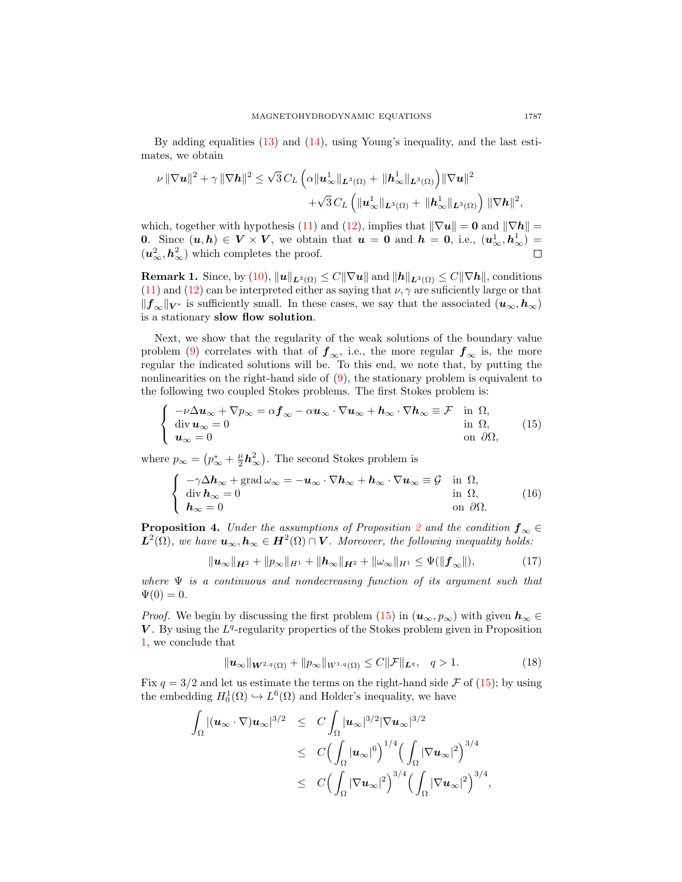By adding equalities (13) and (14), using Young's inequality, and the last estimates, we obtain

$$
\begin{aligned}
\nu \|\nabla \boldsymbol{u}\|^2 + \gamma \|\nabla \boldsymbol{h}\|^2 \le \sqrt{3}\, C_L \left( \alpha \|\boldsymbol{u}^1_\infty\|_{\boldsymbol{L}^3(\Omega)} + \|\boldsymbol{h}^1_\infty\|_{\boldsymbol{L}^3(\Omega)} \right) \|\nabla \boldsymbol{u}\|^2 \\
+ \sqrt{3}\, C_L \left( \|\boldsymbol{u}^1_\infty\|_{\boldsymbol{L}^3(\Omega)} + \|\boldsymbol{h}^1_\infty\|_{\boldsymbol{L}^3(\Omega)} \right) \|\nabla \boldsymbol{h}\|^2,
\end{aligned}
$$

which, together with hypothesis (11) and (12), implies that $\|\nabla \boldsymbol{u}\| = \boldsymbol{0}$ and $\|\nabla \boldsymbol{h}\| = \boldsymbol{0}$. Since $(\boldsymbol{u}, \boldsymbol{h}) \in \boldsymbol{V} \times \boldsymbol{V}$, we obtain that $\boldsymbol{u} = \boldsymbol{0}$ and $\boldsymbol{h} = \boldsymbol{0}$, i.e., $(\boldsymbol{u}^1_\infty, \boldsymbol{h}^1_\infty) = (\boldsymbol{u}^2_\infty, \boldsymbol{h}^2_\infty)$ which completes the proof. ◻

**Remark 1.** Since, by (10), $\|\boldsymbol{u}\|_{\boldsymbol{L}^3(\Omega)} \le C\|\nabla \boldsymbol{u}\|$ and $\|\boldsymbol{h}\|_{\boldsymbol{L}^3(\Omega)} \le C\|\nabla \boldsymbol{h}\|$, conditions (11) and (12) can be interpreted either as saying that $\nu, \gamma$ are suficiently large or that $\|\boldsymbol{f}_\infty\|_{\boldsymbol{V}^*}$ is sufficiently small. In these cases, we say that the associated $(\boldsymbol{u}_\infty, \boldsymbol{h}_\infty)$ is a stationary **slow flow solution**.

Next, we show that the regularity of the weak solutions of the boundary value problem (9) correlates with that of $\boldsymbol{f}_\infty$, i.e., the more regular $\boldsymbol{f}_\infty$ is, the more regular the indicated solutions will be. To this end, we note that, by putting the nonlinearities on the right-hand side of (9), the stationary problem is equivalent to the following two coupled Stokes problems. The first Stokes problem is:

$$
\left\{
\begin{array}{ll}
-\nu \Delta \boldsymbol{u}_\infty + \nabla p_\infty = \alpha \boldsymbol{f}_\infty - \alpha \boldsymbol{u}_\infty \cdot \nabla \boldsymbol{u}_\infty + \boldsymbol{h}_\infty \cdot \nabla \boldsymbol{h}_\infty \equiv \mathcal{F} & \text{in } \Omega, \\
\operatorname{div} \boldsymbol{u}_\infty = 0 & \text{in } \Omega, \\
\boldsymbol{u}_\infty = 0 & \text{on } \partial\Omega,
\end{array}
\right. \tag{15}
$$

where $p_\infty = \left(p^*_\infty + \frac{\mu}{2}\boldsymbol{h}^2_\infty\right)$. The second Stokes problem is

$$
\left\{
\begin{array}{ll}
-\gamma \Delta \boldsymbol{h}_\infty + \operatorname{grad} \omega_\infty = -\boldsymbol{u}_\infty \cdot \nabla \boldsymbol{h}_\infty + \boldsymbol{h}_\infty \cdot \nabla \boldsymbol{u}_\infty \equiv \mathcal{G} & \text{in } \Omega, \\
\operatorname{div} \boldsymbol{h}_\infty = 0 & \text{in } \Omega, \\
\boldsymbol{h}_\infty = 0 & \text{on } \partial\Omega.
\end{array}
\right. \tag{16}
$$

**Proposition 4.** *Under the assumptions of Proposition 2 and the condition $\boldsymbol{f}_\infty \in \boldsymbol{L}^2(\Omega)$, we have $\boldsymbol{u}_\infty, \boldsymbol{h}_\infty \in \boldsymbol{H}^2(\Omega) \cap \boldsymbol{V}$. Moreover, the following inequality holds:*

$$
\|\boldsymbol{u}_\infty\|_{\boldsymbol{H}^2} + \|p_\infty\|_{H^1} + \|\boldsymbol{h}_\infty\|_{\boldsymbol{H}^2} + \|\omega_\infty\|_{H^1} \le \Psi(\|\boldsymbol{f}_\infty\|), \tag{17}
$$

*where $\Psi$ is a continuous and nondecreasing function of its argument such that $\Psi(0) = 0$.*

*Proof.* We begin by discussing the first problem (15) in $(\boldsymbol{u}_\infty, p_\infty)$ with given $\boldsymbol{h}_\infty \in \boldsymbol{V}$. By using the $L^q$-regularity properties of the Stokes problem given in Proposition 1, we conclude that

$$
\|\boldsymbol{u}_\infty\|_{\boldsymbol{W}^{2,q}(\Omega)} + \|p_\infty\|_{W^{1,q}(\Omega)} \le C\|\mathcal{F}\|_{\boldsymbol{L}^q}, \quad q > 1. \tag{18}
$$

Fix $q = 3/2$ and let us estimate the terms on the right-hand side $\mathcal{F}$ of (15); by using the embedding $H^1_0(\Omega) \hookrightarrow L^6(\Omega)$ and Holder's inequality, we have

$$
\begin{aligned}
\int_\Omega |(\boldsymbol{u}_\infty \cdot \nabla)\boldsymbol{u}_\infty|^{3/2} &\le C \int_\Omega |\boldsymbol{u}_\infty|^{3/2} |\nabla \boldsymbol{u}_\infty|^{3/2} \\
&\le C \Big( \int_\Omega |\boldsymbol{u}_\infty|^6 \Big)^{1/4} \Big( \int_\Omega |\nabla \boldsymbol{u}_\infty|^2 \Big)^{3/4} \\
&\le C \Big( \int_\Omega |\nabla \boldsymbol{u}_\infty|^2 \Big)^{3/4} \Big( \int_\Omega |\nabla \boldsymbol{u}_\infty|^2 \Big)^{3/4},
\end{aligned}
$$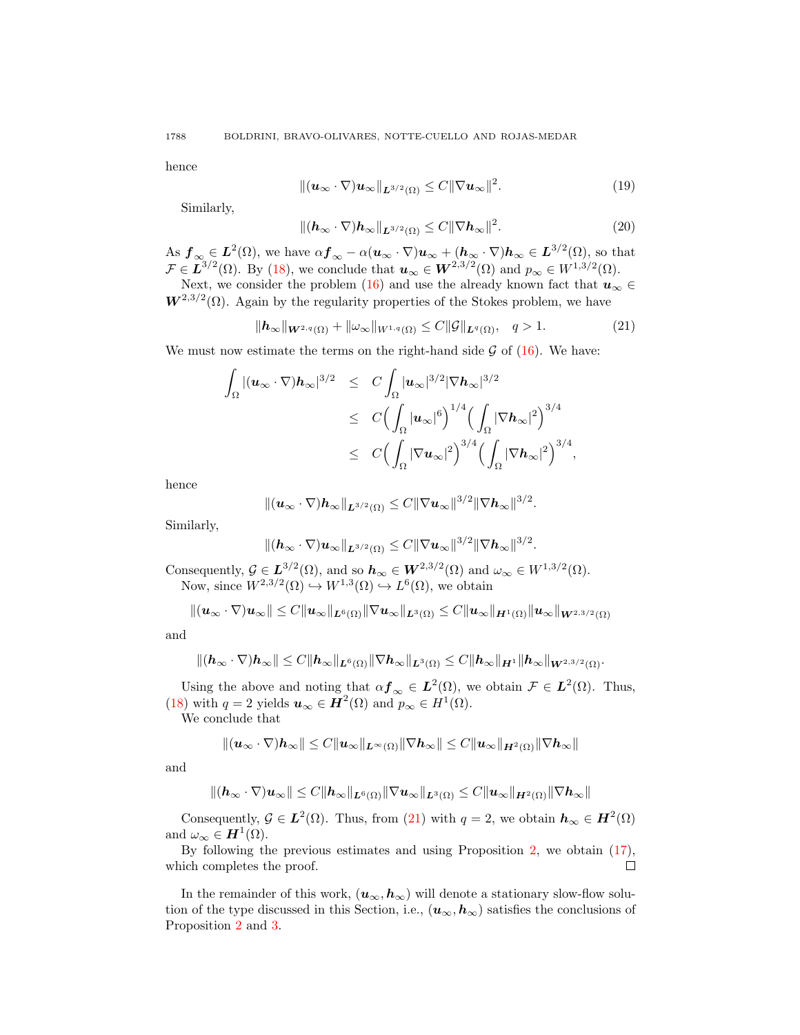hence

$$\|(\boldsymbol{u}_\infty \cdot \nabla)\boldsymbol{u}_\infty\|_{\boldsymbol{L}^{3/2}(\Omega)} \leq C\|\nabla \boldsymbol{u}_\infty\|^2. \tag{19}$$

Similarly,

$$\|(\boldsymbol{h}_\infty \cdot \nabla)\boldsymbol{h}_\infty\|_{\boldsymbol{L}^{3/2}(\Omega)} \leq C\|\nabla \boldsymbol{h}_\infty\|^2. \tag{20}$$

As $\boldsymbol{f}_\infty \in \boldsymbol{L}^2(\Omega)$, we have $\alpha \boldsymbol{f}_\infty - \alpha(\boldsymbol{u}_\infty \cdot \nabla)\boldsymbol{u}_\infty + (\boldsymbol{h}_\infty \cdot \nabla)\boldsymbol{h}_\infty \in \boldsymbol{L}^{3/2}(\Omega)$, so that $\mathcal{F} \in \boldsymbol{L}^{3/2}(\Omega)$. By (18), we conclude that $\boldsymbol{u}_\infty \in \boldsymbol{W}^{2,3/2}(\Omega)$ and $p_\infty \in W^{1,3/2}(\Omega)$.

Next, we consider the problem (16) and use the already known fact that $\boldsymbol{u}_\infty \in \boldsymbol{W}^{2,3/2}(\Omega)$. Again by the regularity properties of the Stokes problem, we have

$$\|\boldsymbol{h}_\infty\|_{\boldsymbol{W}^{2,q}(\Omega)} + \|\omega_\infty\|_{W^{1,q}(\Omega)} \leq C\|\mathcal{G}\|_{\boldsymbol{L}^q(\Omega)}, \quad q > 1. \tag{21}$$

We must now estimate the terms on the right-hand side $\mathcal{G}$ of (16). We have:

$$\begin{aligned}
\int_\Omega |(\boldsymbol{u}_\infty \cdot \nabla)\boldsymbol{h}_\infty|^{3/2} &\leq C\int_\Omega |\boldsymbol{u}_\infty|^{3/2}|\nabla \boldsymbol{h}_\infty|^{3/2} \\
&\leq C\Big(\int_\Omega |\boldsymbol{u}_\infty|^6\Big)^{1/4}\Big(\int_\Omega |\nabla \boldsymbol{h}_\infty|^2\Big)^{3/4} \\
&\leq C\Big(\int_\Omega |\nabla \boldsymbol{u}_\infty|^2\Big)^{3/4}\Big(\int_\Omega |\nabla \boldsymbol{h}_\infty|^2\Big)^{3/4},
\end{aligned}$$

hence

$$\|(\boldsymbol{u}_\infty \cdot \nabla)\boldsymbol{h}_\infty\|_{\boldsymbol{L}^{3/2}(\Omega)} \leq C\|\nabla \boldsymbol{u}_\infty\|^{3/2}\|\nabla \boldsymbol{h}_\infty\|^{3/2}.$$

Similarly,

$$\|(\boldsymbol{h}_\infty \cdot \nabla)\boldsymbol{u}_\infty\|_{\boldsymbol{L}^{3/2}(\Omega)} \leq C\|\nabla \boldsymbol{u}_\infty\|^{3/2}\|\nabla \boldsymbol{h}_\infty\|^{3/2}.$$

Consequently, $\mathcal{G} \in \boldsymbol{L}^{3/2}(\Omega)$, and so $\boldsymbol{h}_\infty \in \boldsymbol{W}^{2,3/2}(\Omega)$ and $\omega_\infty \in W^{1,3/2}(\Omega)$.

Now, since $W^{2,3/2}(\Omega) \hookrightarrow W^{1,3}(\Omega) \hookrightarrow L^6(\Omega)$, we obtain

$$\|(\boldsymbol{u}_\infty \cdot \nabla)\boldsymbol{u}_\infty\| \leq C\|\boldsymbol{u}_\infty\|_{\boldsymbol{L}^6(\Omega)}\|\nabla \boldsymbol{u}_\infty\|_{\boldsymbol{L}^3(\Omega)} \leq C\|\boldsymbol{u}_\infty\|_{\boldsymbol{H}^1(\Omega)}\|\boldsymbol{u}_\infty\|_{\boldsymbol{W}^{2,3/2}(\Omega)}$$

and

$$\|(\boldsymbol{h}_\infty \cdot \nabla)\boldsymbol{h}_\infty\| \leq C\|\boldsymbol{h}_\infty\|_{\boldsymbol{L}^6(\Omega)}\|\nabla \boldsymbol{h}_\infty\|_{\boldsymbol{L}^3(\Omega)} \leq C\|\boldsymbol{h}_\infty\|_{\boldsymbol{H}^1}\|\boldsymbol{h}_\infty\|_{\boldsymbol{W}^{2,3/2}(\Omega)}.$$

Using the above and noting that $\alpha \boldsymbol{f}_\infty \in \boldsymbol{L}^2(\Omega)$, we obtain $\mathcal{F} \in \boldsymbol{L}^2(\Omega)$. Thus, (18) with $q = 2$ yields $\boldsymbol{u}_\infty \in \boldsymbol{H}^2(\Omega)$ and $p_\infty \in H^1(\Omega)$.

We conclude that

$$\|(\boldsymbol{u}_\infty \cdot \nabla)\boldsymbol{h}_\infty\| \leq C\|\boldsymbol{u}_\infty\|_{\boldsymbol{L}^\infty(\Omega)}\|\nabla \boldsymbol{h}_\infty\| \leq C\|\boldsymbol{u}_\infty\|_{\boldsymbol{H}^2(\Omega)}\|\nabla \boldsymbol{h}_\infty\|$$

and

$$\|(\boldsymbol{h}_\infty \cdot \nabla)\boldsymbol{u}_\infty\| \leq C\|\boldsymbol{h}_\infty\|_{\boldsymbol{L}^6(\Omega)}\|\nabla \boldsymbol{u}_\infty\|_{\boldsymbol{L}^3(\Omega)} \leq C\|\boldsymbol{u}_\infty\|_{\boldsymbol{H}^2(\Omega)}\|\nabla \boldsymbol{h}_\infty\|$$

Consequently, $\mathcal{G} \in \boldsymbol{L}^2(\Omega)$. Thus, from (21) with $q = 2$, we obtain $\boldsymbol{h}_\infty \in \boldsymbol{H}^2(\Omega)$ and $\omega_\infty \in \boldsymbol{H}^1(\Omega)$.

By following the previous estimates and using Proposition 2, we obtain (17), which completes the proof. ◻

In the remainder of this work, $(\boldsymbol{u}_\infty, \boldsymbol{h}_\infty)$ will denote a stationary slow-flow solution of the type discussed in this Section, i.e., $(\boldsymbol{u}_\infty, \boldsymbol{h}_\infty)$ satisfies the conclusions of Proposition 2 and 3.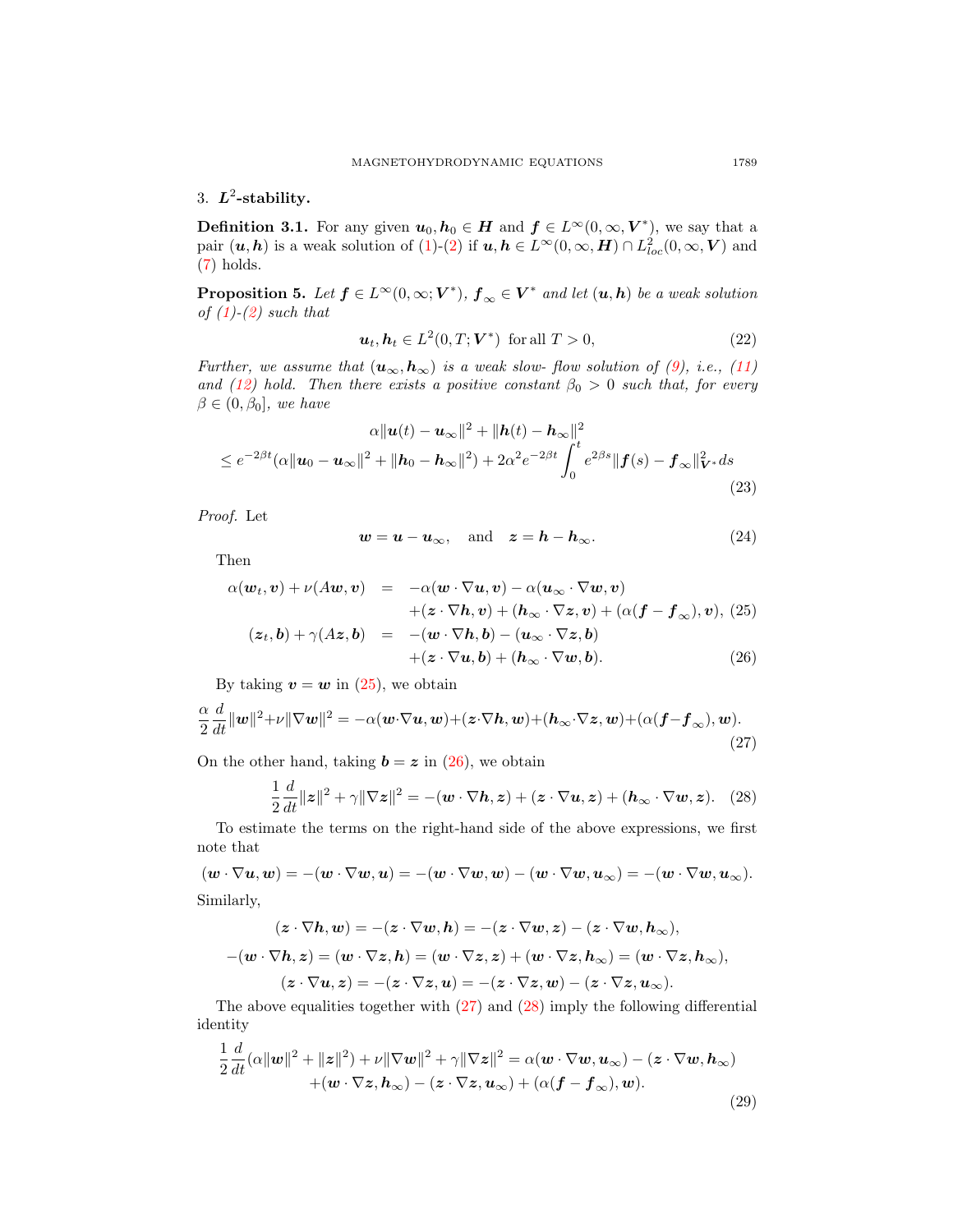## 3. $L^2$-stability.

**Definition 3.1.** For any given $\boldsymbol{u}_0, \boldsymbol{h}_0 \in \boldsymbol{H}$ and $\boldsymbol{f} \in L^\infty(0, \infty, \boldsymbol{V}^*)$, we say that a pair $(\boldsymbol{u}, \boldsymbol{h})$ is a weak solution of (1)-(2) if $\boldsymbol{u}, \boldsymbol{h} \in L^\infty(0, \infty, \boldsymbol{H}) \cap L^2_{loc}(0, \infty, \boldsymbol{V})$ and (7) holds.

**Proposition 5.** *Let $\boldsymbol{f} \in L^\infty(0, \infty; \boldsymbol{V}^*)$, $\boldsymbol{f}_\infty \in \boldsymbol{V}^*$ and let $(\boldsymbol{u}, \boldsymbol{h})$ be a weak solution of (1)-(2) such that*

$$\boldsymbol{u}_t, \boldsymbol{h}_t \in L^2(0, T; \boldsymbol{V}^*) \ \text{ for all } T > 0, \tag{22}$$

*Further, we assume that $(\boldsymbol{u}_\infty, \boldsymbol{h}_\infty)$ is a weak slow- flow solution of (9), i.e., (11) and (12) hold. Then there exists a positive constant $\beta_0 > 0$ such that, for every $\beta \in (0, \beta_0]$, we have*

$$\begin{aligned} &\alpha\|\boldsymbol{u}(t) - \boldsymbol{u}_\infty\|^2 + \|\boldsymbol{h}(t) - \boldsymbol{h}_\infty\|^2 \\ &\leq e^{-2\beta t}(\alpha\|\boldsymbol{u}_0 - \boldsymbol{u}_\infty\|^2 + \|\boldsymbol{h}_0 - \boldsymbol{h}_\infty\|^2) + 2\alpha^2 e^{-2\beta t}\int_0^t e^{2\beta s}\|\boldsymbol{f}(s) - \boldsymbol{f}_\infty\|^2_{\boldsymbol{V}^*} ds \end{aligned} \tag{23}$$

*Proof.* Let

$$\boldsymbol{w} = \boldsymbol{u} - \boldsymbol{u}_\infty, \quad \text{and} \quad \boldsymbol{z} = \boldsymbol{h} - \boldsymbol{h}_\infty. \tag{24}$$

Then

$$\begin{aligned} \alpha(\boldsymbol{w}_t, \boldsymbol{v}) + \nu(A\boldsymbol{w}, \boldsymbol{v}) &= -\alpha(\boldsymbol{w}\cdot\nabla\boldsymbol{u}, \boldsymbol{v}) - \alpha(\boldsymbol{u}_\infty\cdot\nabla\boldsymbol{w}, \boldsymbol{v}) \\ &\quad + (\boldsymbol{z}\cdot\nabla\boldsymbol{h}, \boldsymbol{v}) + (\boldsymbol{h}_\infty\cdot\nabla\boldsymbol{z}, \boldsymbol{v}) + (\alpha(\boldsymbol{f} - \boldsymbol{f}_\infty), \boldsymbol{v}), \end{aligned} \tag{25}$$

$$\begin{aligned} (\boldsymbol{z}_t, \boldsymbol{b}) + \gamma(A\boldsymbol{z}, \boldsymbol{b}) &= -(\boldsymbol{w}\cdot\nabla\boldsymbol{h}, \boldsymbol{b}) - (\boldsymbol{u}_\infty\cdot\nabla\boldsymbol{z}, \boldsymbol{b}) \\ &\quad + (\boldsymbol{z}\cdot\nabla\boldsymbol{u}, \boldsymbol{b}) + (\boldsymbol{h}_\infty\cdot\nabla\boldsymbol{w}, \boldsymbol{b}). \end{aligned} \tag{26}$$

By taking $\boldsymbol{v} = \boldsymbol{w}$ in (25), we obtain

$$\frac{\alpha}{2}\frac{d}{dt}\|\boldsymbol{w}\|^2 + \nu\|\nabla\boldsymbol{w}\|^2 = -\alpha(\boldsymbol{w}\cdot\nabla\boldsymbol{u}, \boldsymbol{w}) + (\boldsymbol{z}\cdot\nabla\boldsymbol{h}, \boldsymbol{w}) + (\boldsymbol{h}_\infty\cdot\nabla\boldsymbol{z}, \boldsymbol{w}) + (\alpha(\boldsymbol{f} - \boldsymbol{f}_\infty), \boldsymbol{w}). \tag{27}$$

On the other hand, taking $\boldsymbol{b} = \boldsymbol{z}$ in (26), we obtain

$$\frac{1}{2}\frac{d}{dt}\|\boldsymbol{z}\|^2 + \gamma\|\nabla\boldsymbol{z}\|^2 = -(\boldsymbol{w}\cdot\nabla\boldsymbol{h}, \boldsymbol{z}) + (\boldsymbol{z}\cdot\nabla\boldsymbol{u}, \boldsymbol{z}) + (\boldsymbol{h}_\infty\cdot\nabla\boldsymbol{w}, \boldsymbol{z}). \tag{28}$$

To estimate the terms on the right-hand side of the above expressions, we first note that

$$(\boldsymbol{w}\cdot\nabla\boldsymbol{u}, \boldsymbol{w}) = -(\boldsymbol{w}\cdot\nabla\boldsymbol{w}, \boldsymbol{u}) = -(\boldsymbol{w}\cdot\nabla\boldsymbol{w}, \boldsymbol{w}) - (\boldsymbol{w}\cdot\nabla\boldsymbol{w}, \boldsymbol{u}_\infty) = -(\boldsymbol{w}\cdot\nabla\boldsymbol{w}, \boldsymbol{u}_\infty).$$

Similarly,

$$(\boldsymbol{z}\cdot\nabla\boldsymbol{h}, \boldsymbol{w}) = -(\boldsymbol{z}\cdot\nabla\boldsymbol{w}, \boldsymbol{h}) = -(\boldsymbol{z}\cdot\nabla\boldsymbol{w}, \boldsymbol{z}) - (\boldsymbol{z}\cdot\nabla\boldsymbol{w}, \boldsymbol{h}_\infty),$$

$$-(\boldsymbol{w}\cdot\nabla\boldsymbol{h}, \boldsymbol{z}) = (\boldsymbol{w}\cdot\nabla\boldsymbol{z}, \boldsymbol{h}) = (\boldsymbol{w}\cdot\nabla\boldsymbol{z}, \boldsymbol{z}) + (\boldsymbol{w}\cdot\nabla\boldsymbol{z}, \boldsymbol{h}_\infty) = (\boldsymbol{w}\cdot\nabla\boldsymbol{z}, \boldsymbol{h}_\infty),$$

$$(\boldsymbol{z}\cdot\nabla\boldsymbol{u}, \boldsymbol{z}) = -(\boldsymbol{z}\cdot\nabla\boldsymbol{z}, \boldsymbol{u}) = -(\boldsymbol{z}\cdot\nabla\boldsymbol{z}, \boldsymbol{w}) - (\boldsymbol{z}\cdot\nabla\boldsymbol{z}, \boldsymbol{u}_\infty).$$

The above equalities together with (27) and (28) imply the following differential identity

$$\begin{aligned} \frac{1}{2}\frac{d}{dt}(\alpha\|\boldsymbol{w}\|^2 + \|\boldsymbol{z}\|^2) + \nu\|\nabla\boldsymbol{w}\|^2 + \gamma\|\nabla\boldsymbol{z}\|^2 &= \alpha(\boldsymbol{w}\cdot\nabla\boldsymbol{w}, \boldsymbol{u}_\infty) - (\boldsymbol{z}\cdot\nabla\boldsymbol{w}, \boldsymbol{h}_\infty) \\ &\quad + (\boldsymbol{w}\cdot\nabla\boldsymbol{z}, \boldsymbol{h}_\infty) - (\boldsymbol{z}\cdot\nabla\boldsymbol{z}, \boldsymbol{u}_\infty) + (\alpha(\boldsymbol{f} - \boldsymbol{f}_\infty), \boldsymbol{w}). \end{aligned} \tag{29}$$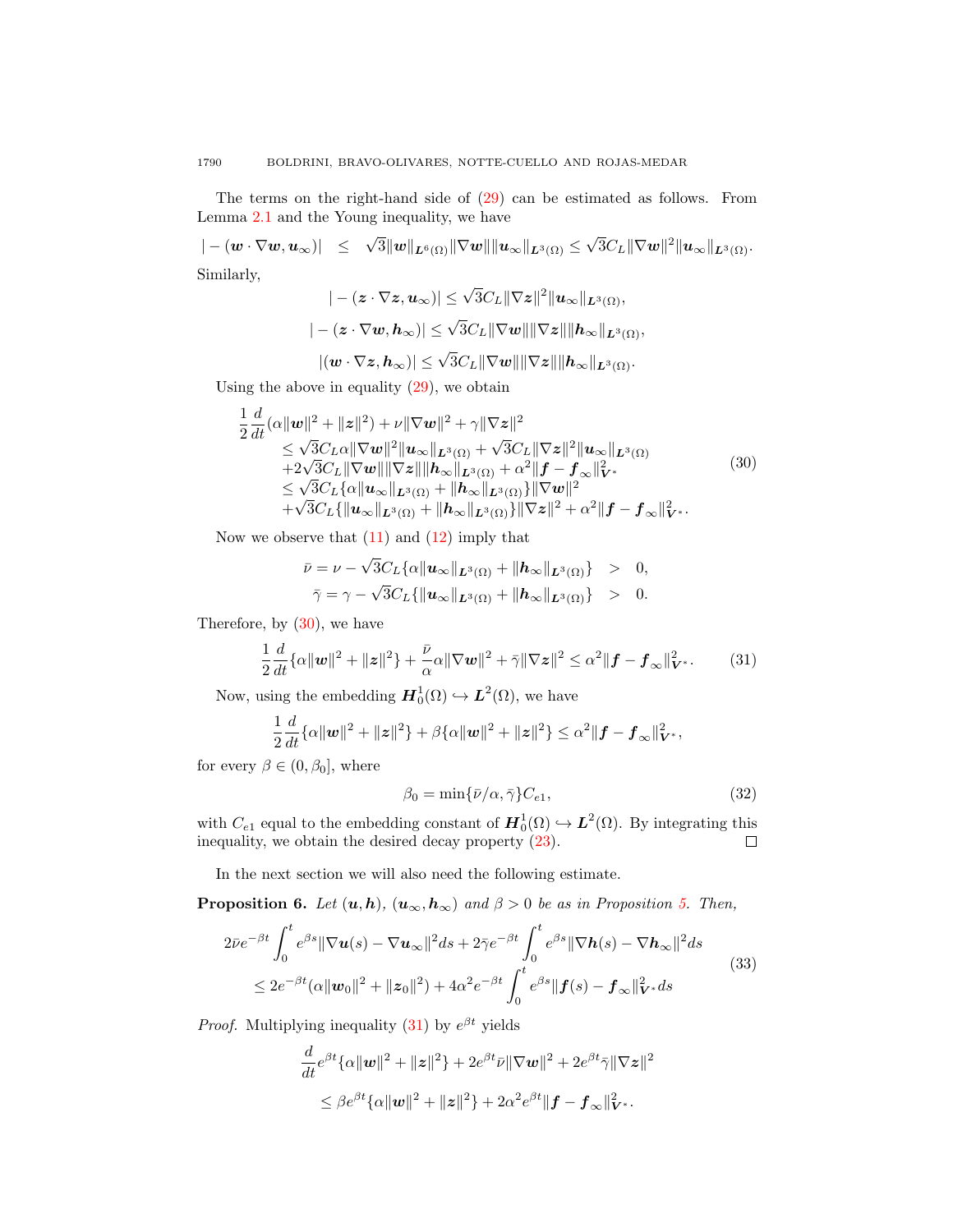The terms on the right-hand side of (29) can be estimated as follows. From Lemma 2.1 and the Young inequality, we have

$$|-(\boldsymbol{w}\cdot\nabla\boldsymbol{w},\boldsymbol{u}_\infty)| \quad\leq\quad \sqrt{3}\|\boldsymbol{w}\|_{\boldsymbol{L}^6(\Omega)}\|\nabla\boldsymbol{w}\|\|\boldsymbol{u}_\infty\|_{\boldsymbol{L}^3(\Omega)} \leq \sqrt{3}C_L\|\nabla\boldsymbol{w}\|^2\|\boldsymbol{u}_\infty\|_{\boldsymbol{L}^3(\Omega)}.$$

Similarly,

$$|-(\boldsymbol{z}\cdot\nabla\boldsymbol{z},\boldsymbol{u}_\infty)| \leq \sqrt{3}C_L\|\nabla\boldsymbol{z}\|^2\|\boldsymbol{u}_\infty\|_{\boldsymbol{L}^3(\Omega)},$$

$$|-(\boldsymbol{z}\cdot\nabla\boldsymbol{w},\boldsymbol{h}_\infty)| \leq \sqrt{3}C_L\|\nabla\boldsymbol{w}\|\|\nabla\boldsymbol{z}\|\|\boldsymbol{h}_\infty\|_{\boldsymbol{L}^3(\Omega)},$$

$$|(\boldsymbol{w}\cdot\nabla\boldsymbol{z},\boldsymbol{h}_\infty)| \leq \sqrt{3}C_L\|\nabla\boldsymbol{w}\|\|\nabla\boldsymbol{z}\|\|\boldsymbol{h}_\infty\|_{\boldsymbol{L}^3(\Omega)}.$$

Using the above in equality (29), we obtain

$$\begin{aligned}
\frac{1}{2}\frac{d}{dt}&(\alpha\|\boldsymbol{w}\|^2+\|\boldsymbol{z}\|^2)+\nu\|\nabla\boldsymbol{w}\|^2+\gamma\|\nabla\boldsymbol{z}\|^2\\
&\leq \sqrt{3}C_L\alpha\|\nabla\boldsymbol{w}\|^2\|\boldsymbol{u}_\infty\|_{\boldsymbol{L}^3(\Omega)}+\sqrt{3}C_L\|\nabla\boldsymbol{z}\|^2\|\boldsymbol{u}_\infty\|_{\boldsymbol{L}^3(\Omega)}\\
&\quad+2\sqrt{3}C_L\|\nabla\boldsymbol{w}\|\|\nabla\boldsymbol{z}\|\|\boldsymbol{h}_\infty\|_{\boldsymbol{L}^3(\Omega)}+\alpha^2\|\boldsymbol{f}-\boldsymbol{f}_\infty\|^2_{\boldsymbol{V}^*}\\
&\leq \sqrt{3}C_L\{\alpha\|\boldsymbol{u}_\infty\|_{\boldsymbol{L}^3(\Omega)}+\|\boldsymbol{h}_\infty\|_{\boldsymbol{L}^3(\Omega)}\}\|\nabla\boldsymbol{w}\|^2\\
&\quad+\sqrt{3}C_L\{\|\boldsymbol{u}_\infty\|_{\boldsymbol{L}^3(\Omega)}+\|\boldsymbol{h}_\infty\|_{\boldsymbol{L}^3(\Omega)}\}\|\nabla\boldsymbol{z}\|^2+\alpha^2\|\boldsymbol{f}-\boldsymbol{f}_\infty\|^2_{\boldsymbol{V}^*}.
\end{aligned}\tag{30}$$

Now we observe that (11) and (12) imply that

$$\begin{aligned}
\bar{\nu} = \nu-\sqrt{3}C_L\{\alpha\|\boldsymbol{u}_\infty\|_{\boldsymbol{L}^3(\Omega)}+\|\boldsymbol{h}_\infty\|_{\boldsymbol{L}^3(\Omega)}\} &\quad>\quad 0,\\
\bar{\gamma} = \gamma-\sqrt{3}C_L\{\|\boldsymbol{u}_\infty\|_{\boldsymbol{L}^3(\Omega)}+\|\boldsymbol{h}_\infty\|_{\boldsymbol{L}^3(\Omega)}\} &\quad>\quad 0.
\end{aligned}$$

Therefore, by (30), we have

$$\frac{1}{2}\frac{d}{dt}\{\alpha\|\boldsymbol{w}\|^2+\|\boldsymbol{z}\|^2\}+\frac{\bar{\nu}}{\alpha}\alpha\|\nabla\boldsymbol{w}\|^2+\bar{\gamma}\|\nabla\boldsymbol{z}\|^2 \leq \alpha^2\|\boldsymbol{f}-\boldsymbol{f}_\infty\|^2_{\boldsymbol{V}^*}.\tag{31}$$

Now, using the embedding $\boldsymbol{H}_0^1(\Omega)\hookrightarrow\boldsymbol{L}^2(\Omega)$, we have

$$\frac{1}{2}\frac{d}{dt}\{\alpha\|\boldsymbol{w}\|^2+\|\boldsymbol{z}\|^2\}+\beta\{\alpha\|\boldsymbol{w}\|^2+\|\boldsymbol{z}\|^2\} \leq \alpha^2\|\boldsymbol{f}-\boldsymbol{f}_\infty\|^2_{\boldsymbol{V}^*},$$

for every $\beta\in(0,\beta_0]$, where

$$\beta_0 = \min\{\bar{\nu}/\alpha,\bar{\gamma}\}C_{e1},\tag{32}$$

with $C_{e1}$ equal to the embedding constant of $\boldsymbol{H}_0^1(\Omega)\hookrightarrow\boldsymbol{L}^2(\Omega)$. By integrating this inequality, we obtain the desired decay property (23). $\square$

In the next section we will also need the following estimate.

**Proposition 6.** *Let $(\boldsymbol{u},\boldsymbol{h})$, $(\boldsymbol{u}_\infty,\boldsymbol{h}_\infty)$ and $\beta>0$ be as in Proposition 5. Then,*

$$\begin{aligned}
2\bar{\nu}e^{-\beta t}&\int_0^t e^{\beta s}\|\nabla\boldsymbol{u}(s)-\nabla\boldsymbol{u}_\infty\|^2ds+2\bar{\gamma}e^{-\beta t}\int_0^t e^{\beta s}\|\nabla\boldsymbol{h}(s)-\nabla\boldsymbol{h}_\infty\|^2ds\\
&\leq 2e^{-\beta t}(\alpha\|\boldsymbol{w}_0\|^2+\|\boldsymbol{z}_0\|^2)+4\alpha^2e^{-\beta t}\int_0^t e^{\beta s}\|\boldsymbol{f}(s)-\boldsymbol{f}_\infty\|^2_{\boldsymbol{V}^*}ds
\end{aligned}\tag{33}$$

*Proof.* Multiplying inequality (31) by $e^{\beta t}$ yields

$$\begin{aligned}
&\frac{d}{dt}e^{\beta t}\{\alpha\|\boldsymbol{w}\|^2+\|\boldsymbol{z}\|^2\}+2e^{\beta t}\bar{\nu}\|\nabla\boldsymbol{w}\|^2+2e^{\beta t}\bar{\gamma}\|\nabla\boldsymbol{z}\|^2\\
&\qquad\leq \beta e^{\beta t}\{\alpha\|\boldsymbol{w}\|^2+\|\boldsymbol{z}\|^2\}+2\alpha^2e^{\beta t}\|\boldsymbol{f}-\boldsymbol{f}_\infty\|^2_{\boldsymbol{V}^*}.
\end{aligned}$$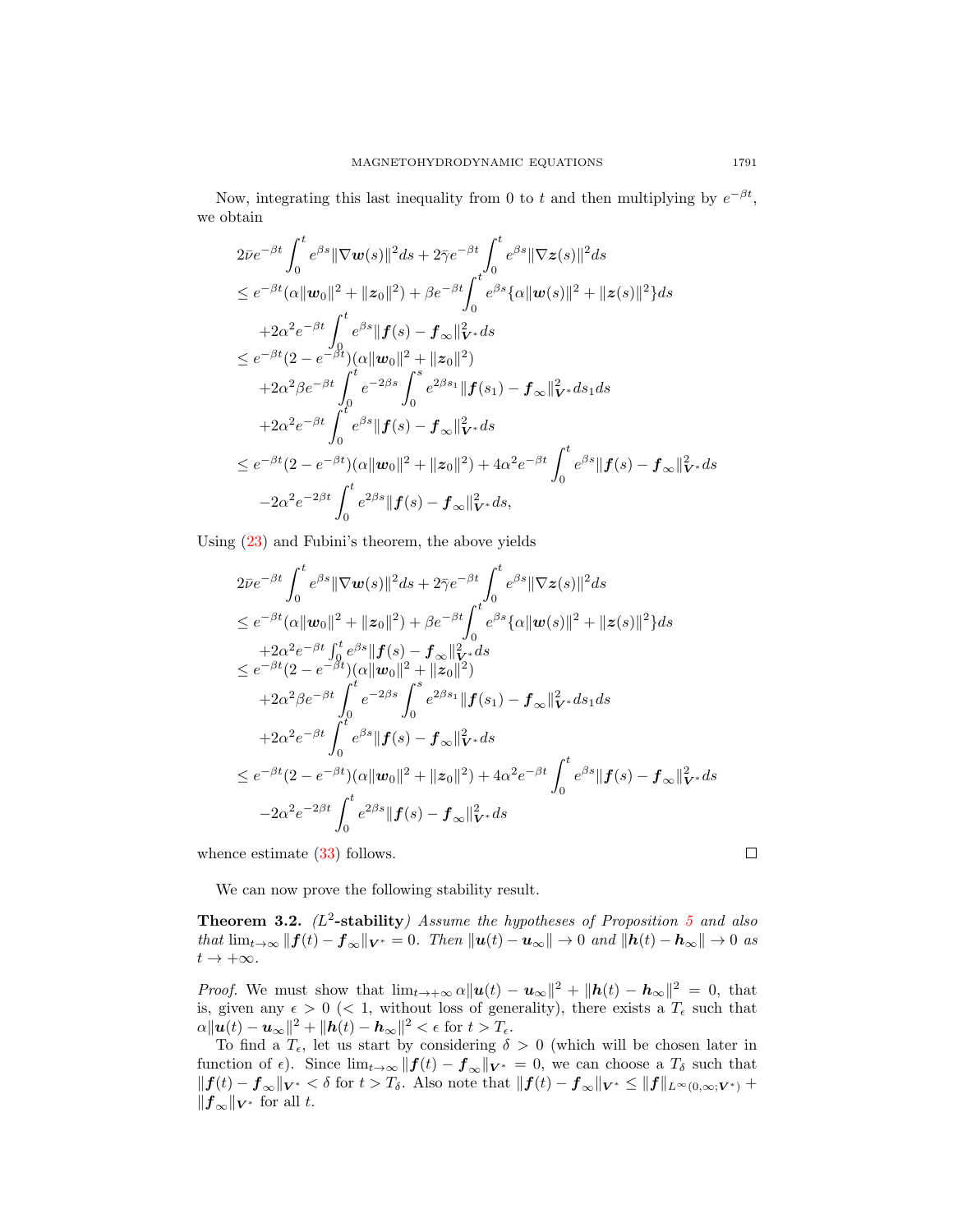Now, integrating this last inequality from 0 to $t$ and then multiplying by $e^{-\beta t}$, we obtain

$$
\begin{aligned}
&2\bar{\nu}e^{-\beta t}\int_0^t e^{\beta s}\|\nabla \boldsymbol{w}(s)\|^2 ds + 2\bar{\gamma}e^{-\beta t}\int_0^t e^{\beta s}\|\nabla \boldsymbol{z}(s)\|^2 ds \\
&\le e^{-\beta t}(\alpha\|\boldsymbol{w}_0\|^2 + \|\boldsymbol{z}_0\|^2) + \beta e^{-\beta t}\int_0^t e^{\beta s}\{\alpha\|\boldsymbol{w}(s)\|^2 + \|\boldsymbol{z}(s)\|^2\} ds \\
&\quad + 2\alpha^2 e^{-\beta t}\int_0^t e^{\beta s}\|\boldsymbol{f}(s) - \boldsymbol{f}_\infty\|^2_{\boldsymbol{V}^*} ds \\
&\le e^{-\beta t}(2 - e^{-\beta t})(\alpha\|\boldsymbol{w}_0\|^2 + \|\boldsymbol{z}_0\|^2) \\
&\quad + 2\alpha^2\beta e^{-\beta t}\int_0^t e^{-2\beta s}\int_0^s e^{2\beta s_1}\|\boldsymbol{f}(s_1) - \boldsymbol{f}_\infty\|^2_{\boldsymbol{V}^*} ds_1 ds \\
&\quad + 2\alpha^2 e^{-\beta t}\int_0^t e^{\beta s}\|\boldsymbol{f}(s) - \boldsymbol{f}_\infty\|^2_{\boldsymbol{V}^*} ds \\
&\le e^{-\beta t}(2 - e^{-\beta t})(\alpha\|\boldsymbol{w}_0\|^2 + \|\boldsymbol{z}_0\|^2) + 4\alpha^2 e^{-\beta t}\int_0^t e^{\beta s}\|\boldsymbol{f}(s) - \boldsymbol{f}_\infty\|^2_{\boldsymbol{V}^*} ds \\
&\quad - 2\alpha^2 e^{-2\beta t}\int_0^t e^{2\beta s}\|\boldsymbol{f}(s) - \boldsymbol{f}_\infty\|^2_{\boldsymbol{V}^*} ds,
\end{aligned}
$$

Using (23) and Fubini's theorem, the above yields

$$
\begin{aligned}
&2\bar{\nu}e^{-\beta t}\int_0^t e^{\beta s}\|\nabla \boldsymbol{w}(s)\|^2 ds + 2\bar{\gamma}e^{-\beta t}\int_0^t e^{\beta s}\|\nabla \boldsymbol{z}(s)\|^2 ds \\
&\le e^{-\beta t}(\alpha\|\boldsymbol{w}_0\|^2 + \|\boldsymbol{z}_0\|^2) + \beta e^{-\beta t}\int_0^t e^{\beta s}\{\alpha\|\boldsymbol{w}(s)\|^2 + \|\boldsymbol{z}(s)\|^2\} ds \\
&\quad + 2\alpha^2 e^{-\beta t}\int_0^t e^{\beta s}\|\boldsymbol{f}(s) - \boldsymbol{f}_\infty\|^2_{\boldsymbol{V}^*} ds \\
&\le e^{-\beta t}(2 - e^{-\beta t})(\alpha\|\boldsymbol{w}_0\|^2 + \|\boldsymbol{z}_0\|^2) \\
&\quad + 2\alpha^2\beta e^{-\beta t}\int_0^t e^{-2\beta s}\int_0^s e^{2\beta s_1}\|\boldsymbol{f}(s_1) - \boldsymbol{f}_\infty\|^2_{\boldsymbol{V}^*} ds_1 ds \\
&\quad + 2\alpha^2 e^{-\beta t}\int_0^t e^{\beta s}\|\boldsymbol{f}(s) - \boldsymbol{f}_\infty\|^2_{\boldsymbol{V}^*} ds \\
&\le e^{-\beta t}(2 - e^{-\beta t})(\alpha\|\boldsymbol{w}_0\|^2 + \|\boldsymbol{z}_0\|^2) + 4\alpha^2 e^{-\beta t}\int_0^t e^{\beta s}\|\boldsymbol{f}(s) - \boldsymbol{f}_\infty\|^2_{\boldsymbol{V}^*} ds \\
&\quad - 2\alpha^2 e^{-2\beta t}\int_0^t e^{2\beta s}\|\boldsymbol{f}(s) - \boldsymbol{f}_\infty\|^2_{\boldsymbol{V}^*} ds
\end{aligned}
$$

whence estimate (33) follows. ∎

We can now prove the following stability result.

**Theorem 3.2.** *($L^2$-stability) Assume the hypotheses of Proposition 5 and also that $\lim_{t\to\infty}\|\boldsymbol{f}(t) - \boldsymbol{f}_\infty\|_{\boldsymbol{V}^*} = 0$. Then $\|\boldsymbol{u}(t) - \boldsymbol{u}_\infty\| \to 0$ and $\|\boldsymbol{h}(t) - \boldsymbol{h}_\infty\| \to 0$ as $t \to +\infty$.*

*Proof.* We must show that $\lim_{t\to+\infty}\alpha\|\boldsymbol{u}(t) - \boldsymbol{u}_\infty\|^2 + \|\boldsymbol{h}(t) - \boldsymbol{h}_\infty\|^2 = 0$, that is, given any $\epsilon > 0$ ($< 1$, without loss of generality), there exists a $T_\epsilon$ such that $\alpha\|\boldsymbol{u}(t) - \boldsymbol{u}_\infty\|^2 + \|\boldsymbol{h}(t) - \boldsymbol{h}_\infty\|^2 < \epsilon$ for $t > T_\epsilon$.

To find a $T_\epsilon$, let us start by considering $\delta > 0$ (which will be chosen later in function of $\epsilon$). Since $\lim_{t\to\infty}\|\boldsymbol{f}(t) - \boldsymbol{f}_\infty\|_{\boldsymbol{V}^*} = 0$, we can choose a $T_\delta$ such that $\|\boldsymbol{f}(t) - \boldsymbol{f}_\infty\|_{\boldsymbol{V}^*} < \delta$ for $t > T_\delta$. Also note that $\|\boldsymbol{f}(t) - \boldsymbol{f}_\infty\|_{\boldsymbol{V}^*} \le \|\boldsymbol{f}\|_{L^\infty(0,\infty;\boldsymbol{V}^*)} + \|\boldsymbol{f}_\infty\|_{\boldsymbol{V}^*}$ for all $t$.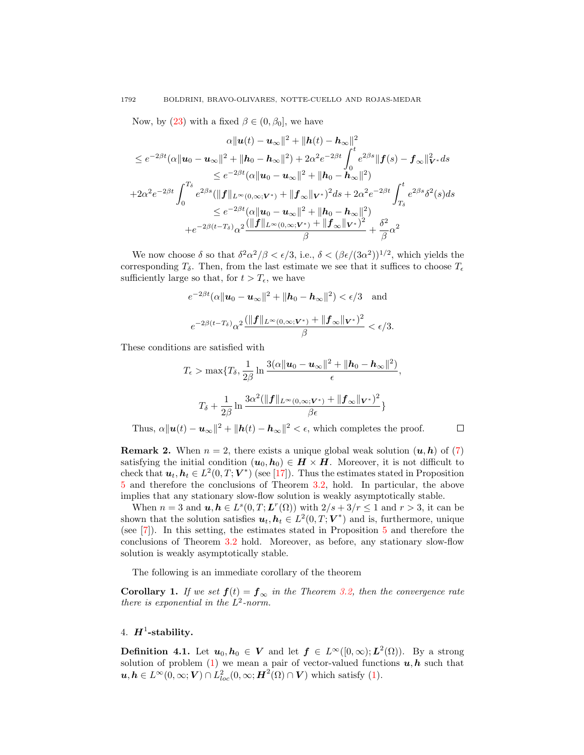Now, by (23) with a fixed $\beta \in (0, \beta_0]$, we have

$$
\begin{aligned}
&\alpha\|\boldsymbol{u}(t) - \boldsymbol{u}_\infty\|^2 + \|\boldsymbol{h}(t) - \boldsymbol{h}_\infty\|^2 \\
&\leq e^{-2\beta t}(\alpha\|\boldsymbol{u}_0 - \boldsymbol{u}_\infty\|^2 + \|\boldsymbol{h}_0 - \boldsymbol{h}_\infty\|^2) + 2\alpha^2 e^{-2\beta t}\int_0^t e^{2\beta s}\|\boldsymbol{f}(s) - \boldsymbol{f}_\infty\|^2_{\boldsymbol{V}^*} ds \\
&\leq e^{-2\beta t}(\alpha\|\boldsymbol{u}_0 - \boldsymbol{u}_\infty\|^2 + \|\boldsymbol{h}_0 - \boldsymbol{h}_\infty\|^2) \\
&+ 2\alpha^2 e^{-2\beta t}\int_0^{T_\delta} e^{2\beta s}(\|\boldsymbol{f}\|_{L^\infty(0,\infty;\boldsymbol{V}^*)} + \|\boldsymbol{f}_\infty\|_{\boldsymbol{V}^*})^2 ds + 2\alpha^2 e^{-2\beta t}\int_{T_\delta}^t e^{2\beta s}\delta^2(s) ds \\
&\leq e^{-2\beta t}(\alpha\|\boldsymbol{u}_0 - \boldsymbol{u}_\infty\|^2 + \|\boldsymbol{h}_0 - \boldsymbol{h}_\infty\|^2) \\
&+ e^{-2\beta(t - T_\delta)}\alpha^2 \frac{(\|\boldsymbol{f}\|_{L^\infty(0,\infty;\boldsymbol{V}^*)} + \|\boldsymbol{f}_\infty\|_{\boldsymbol{V}^*})^2}{\beta} + \frac{\delta^2}{\beta}\alpha^2
\end{aligned}
$$

We now choose $\delta$ so that $\delta^2\alpha^2/\beta < \epsilon/3$, i.e., $\delta < (\beta\epsilon/(3\alpha^2))^{1/2}$, which yields the corresponding $T_\delta$. Then, from the last estimate we see that it suffices to choose $T_\epsilon$ sufficiently large so that, for $t > T_\epsilon$, we have

$$
e^{-2\beta t}(\alpha\|\boldsymbol{u}_0 - \boldsymbol{u}_\infty\|^2 + \|\boldsymbol{h}_0 - \boldsymbol{h}_\infty\|^2) < \epsilon/3 \quad \text{and}
$$

$$
e^{-2\beta(t - T_\delta)}\alpha^2 \frac{(\|\boldsymbol{f}\|_{L^\infty(0,\infty;\boldsymbol{V}^*)} + \|\boldsymbol{f}_\infty\|_{\boldsymbol{V}^*})^2}{\beta} < \epsilon/3.
$$

These conditions are satisfied with

$$
T_\epsilon > \max\{T_\delta, \frac{1}{2\beta}\ln\frac{3(\alpha\|\boldsymbol{u}_0 - \boldsymbol{u}_\infty\|^2 + \|\boldsymbol{h}_0 - \boldsymbol{h}_\infty\|^2)}{\epsilon},
$$

$$
T_\delta + \frac{1}{2\beta}\ln\frac{3\alpha^2(\|\boldsymbol{f}\|_{L^\infty(0,\infty;\boldsymbol{V}^*)} + \|\boldsymbol{f}_\infty\|_{\boldsymbol{V}^*})^2}{\beta\epsilon}\}
$$

Thus, $\alpha\|\boldsymbol{u}(t) - \boldsymbol{u}_\infty\|^2 + \|\boldsymbol{h}(t) - \boldsymbol{h}_\infty\|^2 < \epsilon$, which completes the proof. □

**Remark 2.** When $n = 2$, there exists a unique global weak solution $(\boldsymbol{u}, \boldsymbol{h})$ of (7) satisfying the initial condition $(\boldsymbol{u}_0, \boldsymbol{h}_0) \in \boldsymbol{H} \times \boldsymbol{H}$. Moreover, it is not difficult to check that $\boldsymbol{u}_t, \boldsymbol{h}_t \in L^2(0, T; \boldsymbol{V}^*)$ (see [17]). Thus the estimates stated in Proposition 5 and therefore the conclusions of Theorem 3.2, hold. In particular, the above implies that any stationary slow-flow solution is weakly asymptotically stable.

When $n = 3$ and $\boldsymbol{u}, \boldsymbol{h} \in L^s(0, T; \boldsymbol{L}^r(\Omega))$ with $2/s + 3/r \leq 1$ and $r > 3$, it can be shown that the solution satisfies $\boldsymbol{u}_t, \boldsymbol{h}_t \in L^2(0, T; \boldsymbol{V}^*)$ and is, furthermore, unique (see [7]). In this setting, the estimates stated in Proposition 5 and therefore the conclusions of Theorem 3.2 hold. Moreover, as before, any stationary slow-flow solution is weakly asymptotically stable.

The following is an immediate corollary of the theorem

**Corollary 1.** *If we set $\boldsymbol{f}(t) = \boldsymbol{f}_\infty$ in the Theorem 3.2, then the convergence rate there is exponential in the $L^2$-norm.*

## 4. $\boldsymbol{H}^1$-stability.

**Definition 4.1.** Let $\boldsymbol{u}_0, \boldsymbol{h}_0 \in \boldsymbol{V}$ and let $\boldsymbol{f} \in L^\infty([0, \infty); \boldsymbol{L}^2(\Omega))$. By a strong solution of problem (1) we mean a pair of vector-valued functions $\boldsymbol{u}, \boldsymbol{h}$ such that $\boldsymbol{u}, \boldsymbol{h} \in L^\infty(0, \infty; \boldsymbol{V}) \cap L^2_{loc}(0, \infty; \boldsymbol{H}^2(\Omega) \cap \boldsymbol{V})$ which satisfy (1).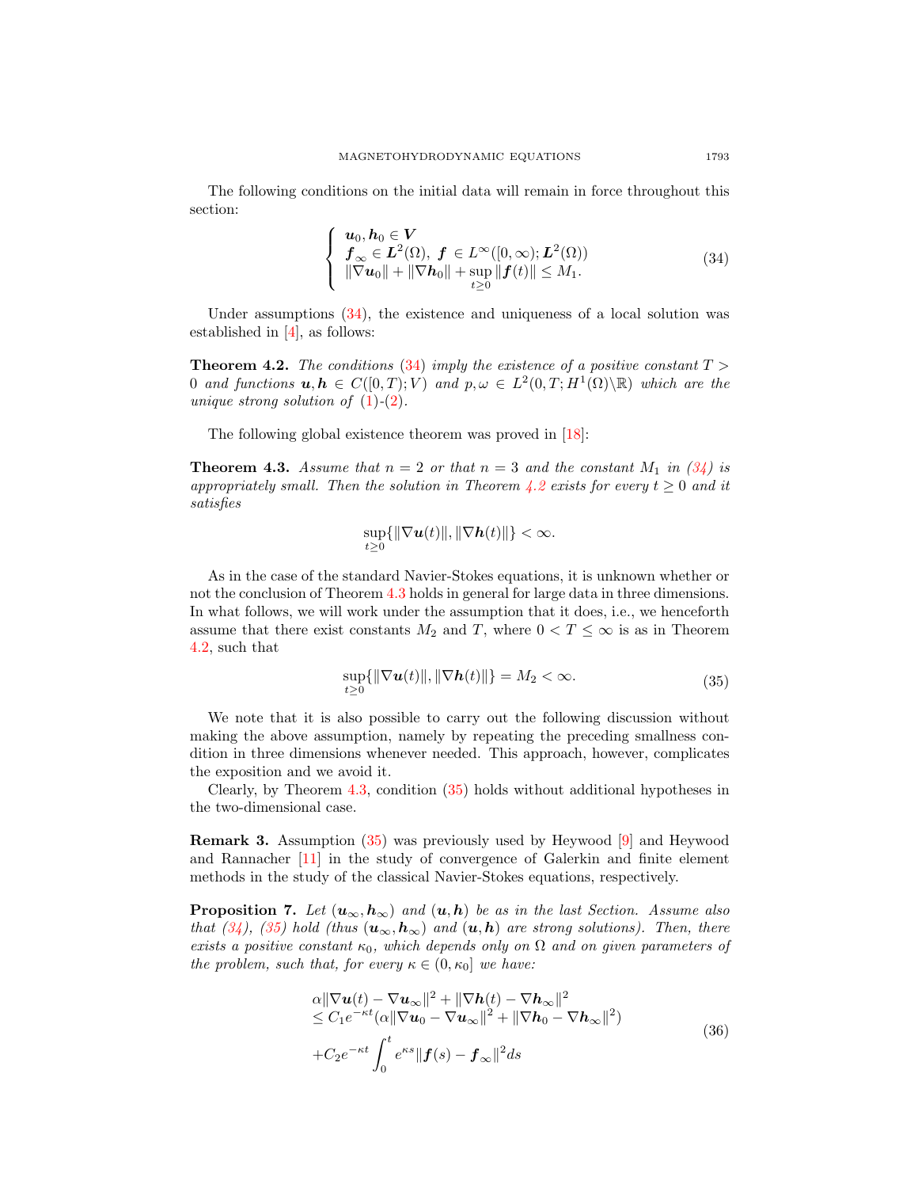The following conditions on the initial data will remain in force throughout this section:

$$
\left\{
\begin{array}{l}
\boldsymbol{u}_0, \boldsymbol{h}_0 \in \boldsymbol{V} \\
\boldsymbol{f}_\infty \in \boldsymbol{L}^2(\Omega),\ \boldsymbol{f} \in L^\infty([0,\infty); \boldsymbol{L}^2(\Omega)) \\
\|\nabla \boldsymbol{u}_0\| + \|\nabla \boldsymbol{h}_0\| + \sup\limits_{t\geq 0} \|\boldsymbol{f}(t)\| \leq M_1.
\end{array}
\right.
\tag{34}
$$

Under assumptions (34), the existence and uniqueness of a local solution was established in [4], as follows:

**Theorem 4.2.** *The conditions* (34) *imply the existence of a positive constant* $T > 0$ *and functions* $\boldsymbol{u}, \boldsymbol{h} \in C([0,T); V)$ *and* $p, \omega \in L^2(0,T; H^1(\Omega)\backslash\mathbb{R})$ *which are the unique strong solution of* (1)-(2).

The following global existence theorem was proved in [18]:

**Theorem 4.3.** *Assume that* $n = 2$ *or that* $n = 3$ *and the constant* $M_1$ *in (34) is appropriately small. Then the solution in Theorem 4.2 exists for every* $t \geq 0$ *and it satisfies*

$$
\sup_{t\geq 0}\{\|\nabla \boldsymbol{u}(t)\|, \|\nabla \boldsymbol{h}(t)\|\} < \infty.
$$

As in the case of the standard Navier-Stokes equations, it is unknown whether or not the conclusion of Theorem 4.3 holds in general for large data in three dimensions. In what follows, we will work under the assumption that it does, i.e., we henceforth assume that there exist constants $M_2$ and $T$, where $0 < T \leq \infty$ is as in Theorem 4.2, such that

$$
\sup_{t\geq 0}\{\|\nabla \boldsymbol{u}(t)\|, \|\nabla \boldsymbol{h}(t)\|\} = M_2 < \infty.
\tag{35}
$$

We note that it is also possible to carry out the following discussion without making the above assumption, namely by repeating the preceding smallness condition in three dimensions whenever needed. This approach, however, complicates the exposition and we avoid it.

Clearly, by Theorem 4.3, condition (35) holds without additional hypotheses in the two-dimensional case.

**Remark 3.** Assumption (35) was previously used by Heywood [9] and Heywood and Rannacher [11] in the study of convergence of Galerkin and finite element methods in the study of the classical Navier-Stokes equations, respectively.

**Proposition 7.** *Let* $(\boldsymbol{u}_\infty, \boldsymbol{h}_\infty)$ *and* $(\boldsymbol{u}, \boldsymbol{h})$ *be as in the last Section. Assume also that (34), (35) hold (thus* $(\boldsymbol{u}_\infty, \boldsymbol{h}_\infty)$ *and* $(\boldsymbol{u}, \boldsymbol{h})$ *are strong solutions). Then, there exists a positive constant* $\kappa_0$*, which depends only on* $\Omega$ *and on given parameters of the problem, such that, for every* $\kappa \in (0, \kappa_0]$ *we have:*

$$
\begin{aligned}
&\alpha\|\nabla \boldsymbol{u}(t) - \nabla \boldsymbol{u}_\infty\|^2 + \|\nabla \boldsymbol{h}(t) - \nabla \boldsymbol{h}_\infty\|^2 \\
&\leq C_1 e^{-\kappa t}(\alpha\|\nabla \boldsymbol{u}_0 - \nabla \boldsymbol{u}_\infty\|^2 + \|\nabla \boldsymbol{h}_0 - \nabla \boldsymbol{h}_\infty\|^2) \\
&+ C_2 e^{-\kappa t}\int_0^t e^{\kappa s}\|\boldsymbol{f}(s) - \boldsymbol{f}_\infty\|^2 ds
\end{aligned}
\tag{36}
$$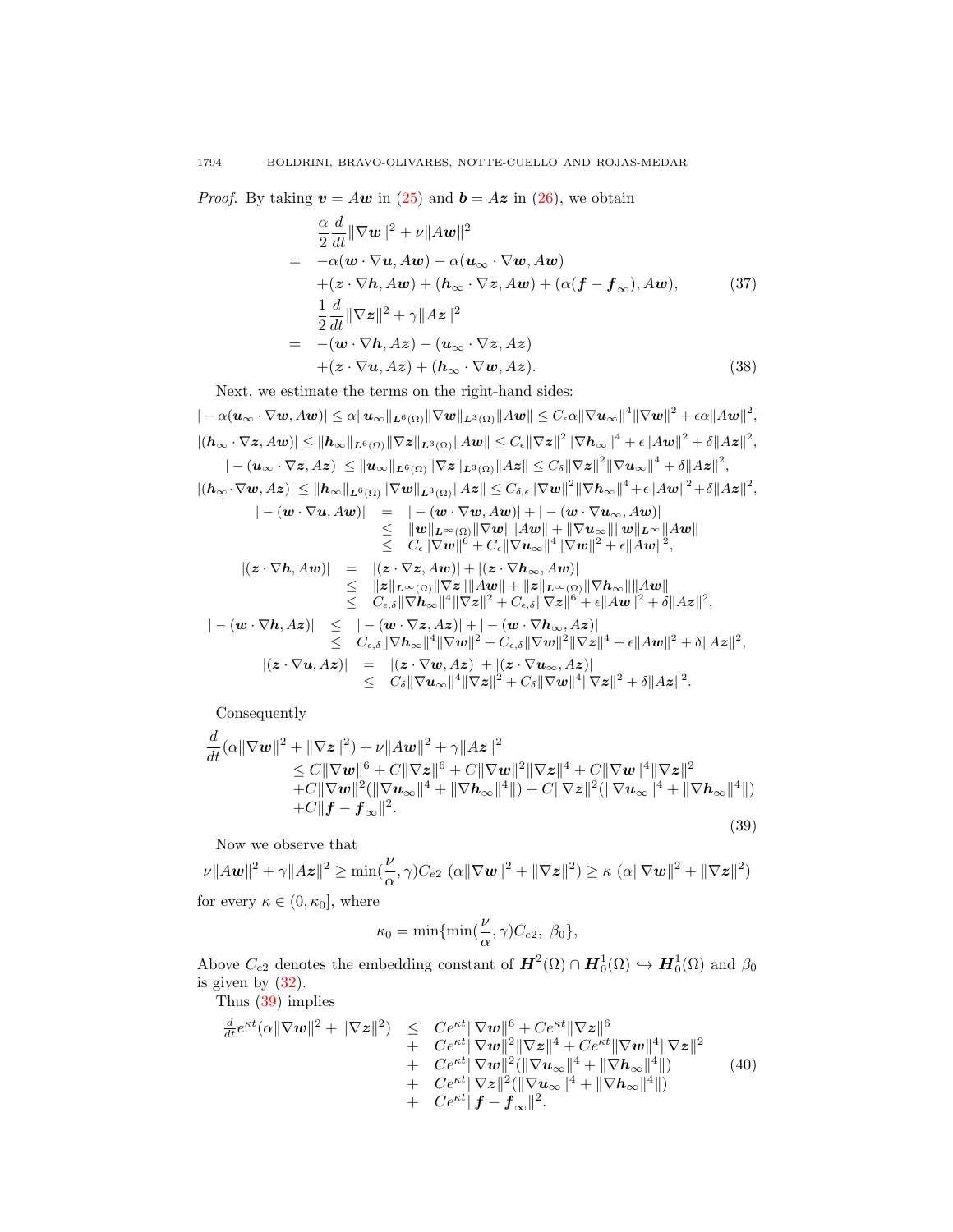*Proof.* By taking $\boldsymbol{v} = A\boldsymbol{w}$ in (25) and $\boldsymbol{b} = A\boldsymbol{z}$ in (26), we obtain

$$
\begin{aligned}
& \frac{\alpha}{2}\frac{d}{dt}\|\nabla \boldsymbol{w}\|^2 + \nu\|A\boldsymbol{w}\|^2 \\
= \;& -\alpha(\boldsymbol{w}\cdot\nabla\boldsymbol{u}, A\boldsymbol{w}) - \alpha(\boldsymbol{u}_\infty\cdot\nabla\boldsymbol{w}, A\boldsymbol{w}) \\
& +(\boldsymbol{z}\cdot\nabla\boldsymbol{h}, A\boldsymbol{w}) + (\boldsymbol{h}_\infty\cdot\nabla\boldsymbol{z}, A\boldsymbol{w}) + (\alpha(\boldsymbol{f}-\boldsymbol{f}_\infty), A\boldsymbol{w}), \qquad (37)\\
& \frac{1}{2}\frac{d}{dt}\|\nabla \boldsymbol{z}\|^2 + \gamma\|A\boldsymbol{z}\|^2 \\
= \;& -(\boldsymbol{w}\cdot\nabla\boldsymbol{h}, A\boldsymbol{z}) - (\boldsymbol{u}_\infty\cdot\nabla\boldsymbol{z}, A\boldsymbol{z}) \\
& +(\boldsymbol{z}\cdot\nabla\boldsymbol{u}, A\boldsymbol{z}) + (\boldsymbol{h}_\infty\cdot\nabla\boldsymbol{w}, A\boldsymbol{z}). \qquad (38)
\end{aligned}
$$

Next, we estimate the terms on the right-hand sides:

$$
|-\alpha(\boldsymbol{u}_\infty\cdot\nabla\boldsymbol{w}, A\boldsymbol{w})| \le \alpha\|\boldsymbol{u}_\infty\|_{\boldsymbol{L}^6(\Omega)}\|\nabla\boldsymbol{w}\|_{\boldsymbol{L}^3(\Omega)}\|A\boldsymbol{w}\| \le C_\epsilon\alpha\|\nabla\boldsymbol{u}_\infty\|^4\|\nabla\boldsymbol{w}\|^2 + \epsilon\alpha\|A\boldsymbol{w}\|^2,
$$

$$
|(\boldsymbol{h}_\infty\cdot\nabla\boldsymbol{z}, A\boldsymbol{w})| \le \|\boldsymbol{h}_\infty\|_{\boldsymbol{L}^6(\Omega)}\|\nabla\boldsymbol{z}\|_{\boldsymbol{L}^3(\Omega)}\|A\boldsymbol{w}\| \le C_\epsilon\|\nabla\boldsymbol{z}\|^2\|\nabla\boldsymbol{h}_\infty\|^4 + \epsilon\|A\boldsymbol{w}\|^2 + \delta\|A\boldsymbol{z}\|^2,
$$

$$
|-(\boldsymbol{u}_\infty\cdot\nabla\boldsymbol{z}, A\boldsymbol{z})| \le \|\boldsymbol{u}_\infty\|_{\boldsymbol{L}^6(\Omega)}\|\nabla\boldsymbol{z}\|_{\boldsymbol{L}^3(\Omega)}\|A\boldsymbol{z}\| \le C_\delta\|\nabla\boldsymbol{z}\|^2\|\nabla\boldsymbol{u}_\infty\|^4 + \delta\|A\boldsymbol{z}\|^2,
$$

$$
|(\boldsymbol{h}_\infty\cdot\nabla\boldsymbol{w}, A\boldsymbol{z})| \le \|\boldsymbol{h}_\infty\|_{\boldsymbol{L}^6(\Omega)}\|\nabla\boldsymbol{w}\|_{\boldsymbol{L}^3(\Omega)}\|A\boldsymbol{z}\| \le C_{\delta,\epsilon}\|\nabla\boldsymbol{w}\|^2\|\nabla\boldsymbol{h}_\infty\|^4 + \epsilon\|A\boldsymbol{w}\|^2 + \delta\|A\boldsymbol{z}\|^2,
$$

$$
\begin{aligned}
|-(\boldsymbol{w}\cdot\nabla\boldsymbol{u}, A\boldsymbol{w})| &= |-(\boldsymbol{w}\cdot\nabla\boldsymbol{w}, A\boldsymbol{w})| + |-(\boldsymbol{w}\cdot\nabla\boldsymbol{u}_\infty, A\boldsymbol{w})| \\
&\le \|\boldsymbol{w}\|_{\boldsymbol{L}^\infty(\Omega)}\|\nabla\boldsymbol{w}\|\|A\boldsymbol{w}\| + \|\nabla\boldsymbol{u}_\infty\|\|\boldsymbol{w}\|_{\boldsymbol{L}^\infty}\|A\boldsymbol{w}\| \\
&\le C_\epsilon\|\nabla\boldsymbol{w}\|^6 + C_\epsilon\|\nabla\boldsymbol{u}_\infty\|^4\|\nabla\boldsymbol{w}\|^2 + \epsilon\|A\boldsymbol{w}\|^2,
\end{aligned}
$$

$$
\begin{aligned}
|(\boldsymbol{z}\cdot\nabla\boldsymbol{h}, A\boldsymbol{w})| &= |(\boldsymbol{z}\cdot\nabla\boldsymbol{z}, A\boldsymbol{w})| + |(\boldsymbol{z}\cdot\nabla\boldsymbol{h}_\infty, A\boldsymbol{w})| \\
&\le \|\boldsymbol{z}\|_{\boldsymbol{L}^\infty(\Omega)}\|\nabla\boldsymbol{z}\|\|A\boldsymbol{w}\| + \|\boldsymbol{z}\|_{\boldsymbol{L}^\infty(\Omega)}\|\nabla\boldsymbol{h}_\infty\|\|A\boldsymbol{w}\| \\
&\le C_{\epsilon,\delta}\|\nabla\boldsymbol{h}_\infty\|^4\|\nabla\boldsymbol{z}\|^2 + C_{\epsilon,\delta}\|\nabla\boldsymbol{z}\|^6 + \epsilon\|A\boldsymbol{w}\|^2 + \delta\|A\boldsymbol{z}\|^2,
\end{aligned}
$$

$$
\begin{aligned}
|-(\boldsymbol{w}\cdot\nabla\boldsymbol{h}, A\boldsymbol{z})| &\le |-(\boldsymbol{w}\cdot\nabla\boldsymbol{z}, A\boldsymbol{z})| + |-(\boldsymbol{w}\cdot\nabla\boldsymbol{h}_\infty, A\boldsymbol{z})| \\
&\le C_{\epsilon,\delta}\|\nabla\boldsymbol{h}_\infty\|^4\|\nabla\boldsymbol{w}\|^2 + C_{\epsilon,\delta}\|\nabla\boldsymbol{w}\|^2\|\nabla\boldsymbol{z}\|^4 + \epsilon\|A\boldsymbol{w}\|^2 + \delta\|A\boldsymbol{z}\|^2,
\end{aligned}
$$

$$
\begin{aligned}
|(\boldsymbol{z}\cdot\nabla\boldsymbol{u}, A\boldsymbol{z})| &= |(\boldsymbol{z}\cdot\nabla\boldsymbol{w}, A\boldsymbol{z})| + |(\boldsymbol{z}\cdot\nabla\boldsymbol{u}_\infty, A\boldsymbol{z})| \\
&\le C_\delta\|\nabla\boldsymbol{u}_\infty\|^4\|\nabla\boldsymbol{z}\|^2 + C_\delta\|\nabla\boldsymbol{w}\|^4\|\nabla\boldsymbol{z}\|^2 + \delta\|A\boldsymbol{z}\|^2.
\end{aligned}
$$

Consequently

$$
\begin{aligned}
\frac{d}{dt}(\alpha\|\nabla\boldsymbol{w}\|^2 + \|\nabla\boldsymbol{z}\|^2) &+ \nu\|A\boldsymbol{w}\|^2 + \gamma\|A\boldsymbol{z}\|^2 \\
&\le C\|\nabla\boldsymbol{w}\|^6 + C\|\nabla\boldsymbol{z}\|^6 + C\|\nabla\boldsymbol{w}\|^2\|\nabla\boldsymbol{z}\|^4 + C\|\nabla\boldsymbol{w}\|^4\|\nabla\boldsymbol{z}\|^2 \\
&+C\|\nabla\boldsymbol{w}\|^2(\|\nabla\boldsymbol{u}_\infty\|^4 + \|\nabla\boldsymbol{h}_\infty\|^4\|) + C\|\nabla\boldsymbol{z}\|^2(\|\nabla\boldsymbol{u}_\infty\|^4 + \|\nabla\boldsymbol{h}_\infty\|^4\|) \\
&+C\|\boldsymbol{f}-\boldsymbol{f}_\infty\|^2.
\end{aligned}
\qquad (39)
$$

Now we observe that

$$
\nu\|A\boldsymbol{w}\|^2 + \gamma\|A\boldsymbol{z}\|^2 \ge \min(\frac{\nu}{\alpha},\gamma)C_{e2}\;(\alpha\|\nabla\boldsymbol{w}\|^2 + \|\nabla\boldsymbol{z}\|^2) \ge \kappa\;(\alpha\|\nabla\boldsymbol{w}\|^2 + \|\nabla\boldsymbol{z}\|^2)
$$

for every $\kappa \in (0, \kappa_0]$, where

$$
\kappa_0 = \min\{\min(\frac{\nu}{\alpha},\gamma)C_{e2},\; \beta_0\},
$$

Above $C_{e2}$ denotes the embedding constant of $\boldsymbol{H}^2(\Omega)\cap\boldsymbol{H}_0^1(\Omega) \hookrightarrow \boldsymbol{H}_0^1(\Omega)$ and $\beta_0$ is given by (32).

Thus (39) implies

$$
\begin{aligned}
\tfrac{d}{dt}e^{\kappa t}(\alpha\|\nabla\boldsymbol{w}\|^2 + \|\nabla\boldsymbol{z}\|^2) \;\le\;& Ce^{\kappa t}\|\nabla\boldsymbol{w}\|^6 + Ce^{\kappa t}\|\nabla\boldsymbol{z}\|^6 \\
+\;& Ce^{\kappa t}\|\nabla\boldsymbol{w}\|^2\|\nabla\boldsymbol{z}\|^4 + Ce^{\kappa t}\|\nabla\boldsymbol{w}\|^4\|\nabla\boldsymbol{z}\|^2 \\
+\;& Ce^{\kappa t}\|\nabla\boldsymbol{w}\|^2(\|\nabla\boldsymbol{u}_\infty\|^4 + \|\nabla\boldsymbol{h}_\infty\|^4\|) \qquad (40)\\
+\;& Ce^{\kappa t}\|\nabla\boldsymbol{z}\|^2(\|\nabla\boldsymbol{u}_\infty\|^4 + \|\nabla\boldsymbol{h}_\infty\|^4\|) \\
+\;& Ce^{\kappa t}\|\boldsymbol{f}-\boldsymbol{f}_\infty\|^2.
\end{aligned}
$$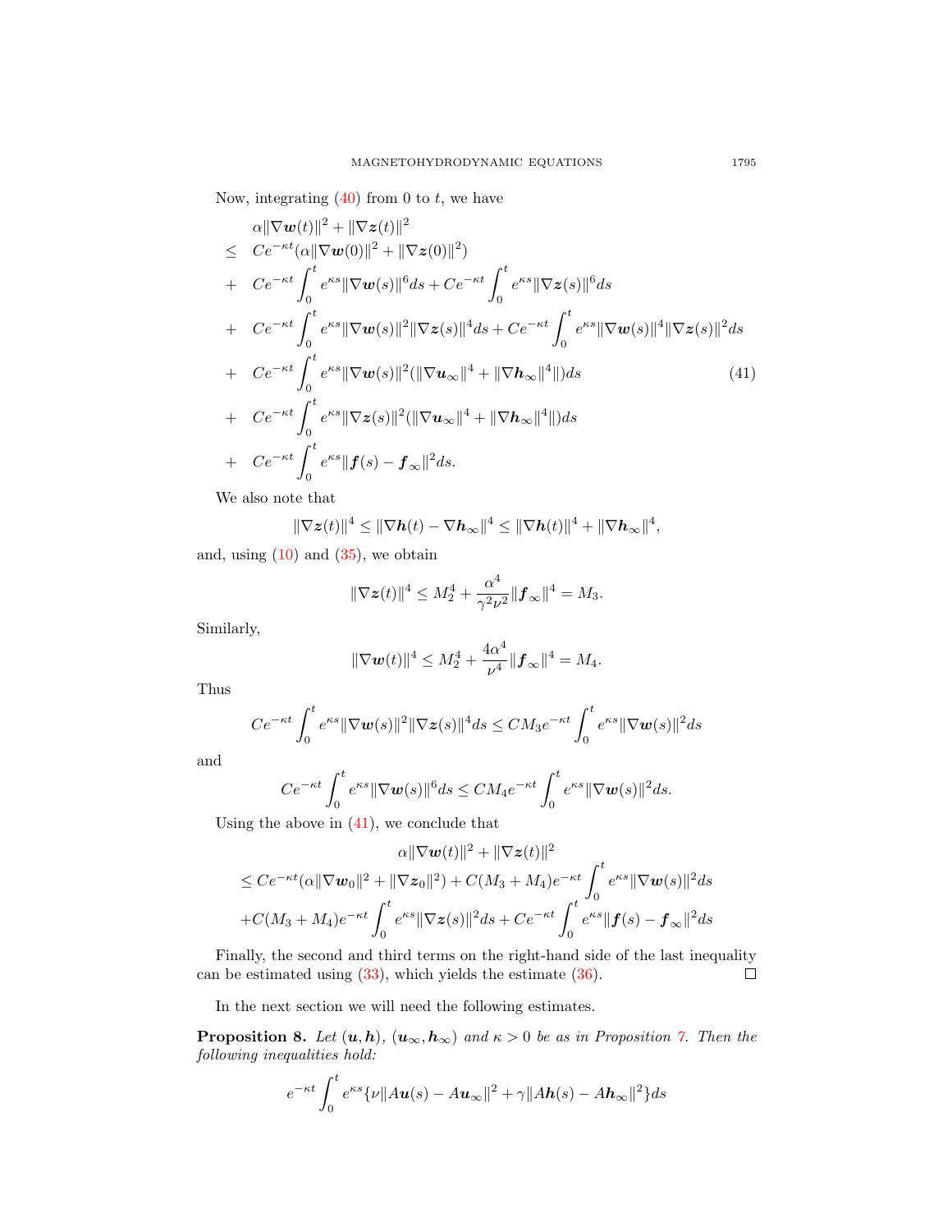Now, integrating (40) from 0 to $t$, we have

$$
\begin{aligned}
&\alpha\|\nabla \boldsymbol{w}(t)\|^2 + \|\nabla \boldsymbol{z}(t)\|^2 \\
\leq\ & Ce^{-\kappa t}(\alpha\|\nabla \boldsymbol{w}(0)\|^2 + \|\nabla \boldsymbol{z}(0)\|^2) \\
+\ & Ce^{-\kappa t}\int_0^t e^{\kappa s}\|\nabla \boldsymbol{w}(s)\|^6 ds + Ce^{-\kappa t}\int_0^t e^{\kappa s}\|\nabla \boldsymbol{z}(s)\|^6 ds \\
+\ & Ce^{-\kappa t}\int_0^t e^{\kappa s}\|\nabla \boldsymbol{w}(s)\|^2\|\nabla \boldsymbol{z}(s)\|^4 ds + Ce^{-\kappa t}\int_0^t e^{\kappa s}\|\nabla \boldsymbol{w}(s)\|^4\|\nabla \boldsymbol{z}(s)\|^2 ds \\
+\ & Ce^{-\kappa t}\int_0^t e^{\kappa s}\|\nabla \boldsymbol{w}(s)\|^2(\|\nabla \boldsymbol{u}_\infty\|^4 + \|\nabla \boldsymbol{h}_\infty\|^4\|) ds \qquad (41)\\
+\ & Ce^{-\kappa t}\int_0^t e^{\kappa s}\|\nabla \boldsymbol{z}(s)\|^2(\|\nabla \boldsymbol{u}_\infty\|^4 + \|\nabla \boldsymbol{h}_\infty\|^4\|) ds \\
+\ & Ce^{-\kappa t}\int_0^t e^{\kappa s}\|\boldsymbol{f}(s) - \boldsymbol{f}_\infty\|^2 ds.
\end{aligned}
$$

We also note that

$$\|\nabla \boldsymbol{z}(t)\|^4 \leq \|\nabla \boldsymbol{h}(t) - \nabla \boldsymbol{h}_\infty\|^4 \leq \|\nabla \boldsymbol{h}(t)\|^4 + \|\nabla \boldsymbol{h}_\infty\|^4,$$

and, using (10) and (35), we obtain

$$\|\nabla \boldsymbol{z}(t)\|^4 \leq M_2^4 + \frac{\alpha^4}{\gamma^2\nu^2}\|\boldsymbol{f}_\infty\|^4 = M_3.$$

Similarly,

$$\|\nabla \boldsymbol{w}(t)\|^4 \leq M_2^4 + \frac{4\alpha^4}{\nu^4}\|\boldsymbol{f}_\infty\|^4 = M_4.$$

Thus

$$Ce^{-\kappa t}\int_0^t e^{\kappa s}\|\nabla \boldsymbol{w}(s)\|^2\|\nabla \boldsymbol{z}(s)\|^4 ds \leq CM_3 e^{-\kappa t}\int_0^t e^{\kappa s}\|\nabla \boldsymbol{w}(s)\|^2 ds$$

and

$$Ce^{-\kappa t}\int_0^t e^{\kappa s}\|\nabla \boldsymbol{w}(s)\|^6 ds \leq CM_4 e^{-\kappa t}\int_0^t e^{\kappa s}\|\nabla \boldsymbol{w}(s)\|^2 ds.$$

Using the above in (41), we conclude that

$$
\begin{aligned}
&\alpha\|\nabla \boldsymbol{w}(t)\|^2 + \|\nabla \boldsymbol{z}(t)\|^2 \\
&\leq Ce^{-\kappa t}(\alpha\|\nabla \boldsymbol{w}_0\|^2 + \|\nabla \boldsymbol{z}_0\|^2) + C(M_3 + M_4)e^{-\kappa t}\int_0^t e^{\kappa s}\|\nabla \boldsymbol{w}(s)\|^2 ds \\
&+ C(M_3 + M_4)e^{-\kappa t}\int_0^t e^{\kappa s}\|\nabla \boldsymbol{z}(s)\|^2 ds + Ce^{-\kappa t}\int_0^t e^{\kappa s}\|\boldsymbol{f}(s) - \boldsymbol{f}_\infty\|^2 ds
\end{aligned}
$$

Finally, the second and third terms on the right-hand side of the last inequality can be estimated using (33), which yields the estimate (36). $\square$

In the next section we will need the following estimates.

**Proposition 8.** *Let* $(\boldsymbol{u}, \boldsymbol{h})$, $(\boldsymbol{u}_\infty, \boldsymbol{h}_\infty)$ *and* $\kappa > 0$ *be as in Proposition 7. Then the following inequalities hold:*

$$e^{-\kappa t}\int_0^t e^{\kappa s}\{\nu\|A\boldsymbol{u}(s) - A\boldsymbol{u}_\infty\|^2 + \gamma\|A\boldsymbol{h}(s) - A\boldsymbol{h}_\infty\|^2\} ds$$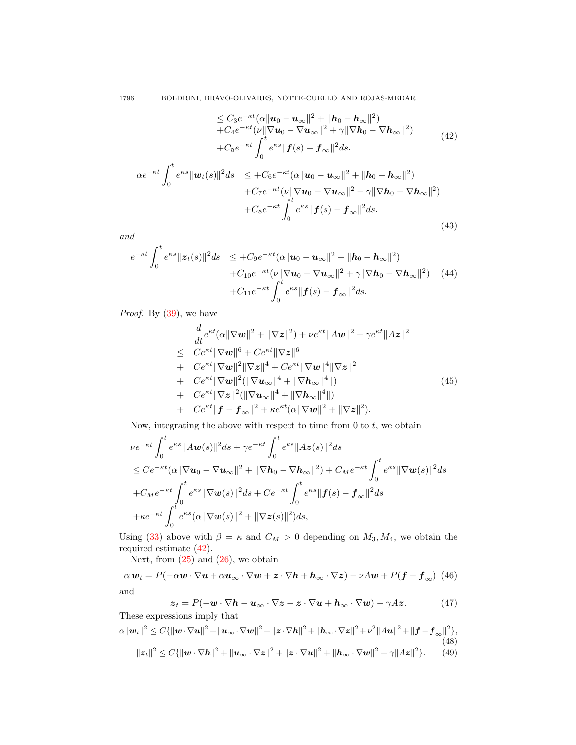$$
\begin{aligned}
&\leq C_3 e^{-\kappa t}(\alpha\|\boldsymbol{u}_0 - \boldsymbol{u}_\infty\|^2 + \|\boldsymbol{h}_0 - \boldsymbol{h}_\infty\|^2) \\
&+ C_4 e^{-\kappa t}(\nu\|\nabla \boldsymbol{u}_0 - \nabla \boldsymbol{u}_\infty\|^2 + \gamma\|\nabla \boldsymbol{h}_0 - \nabla \boldsymbol{h}_\infty\|^2) \\
&+ C_5 e^{-\kappa t}\int_0^t e^{\kappa s}\|\boldsymbol{f}(s) - \boldsymbol{f}_\infty\|^2 ds.
\end{aligned} \tag{42}
$$

$$
\begin{aligned}
\alpha e^{-\kappa t}\int_0^t e^{\kappa s}\|\boldsymbol{w}_t(s)\|^2 ds \quad &\leq + C_6 e^{-\kappa t}(\alpha\|\boldsymbol{u}_0 - \boldsymbol{u}_\infty\|^2 + \|\boldsymbol{h}_0 - \boldsymbol{h}_\infty\|^2) \\
&+ C_7 e^{-\kappa t}(\nu\|\nabla \boldsymbol{u}_0 - \nabla \boldsymbol{u}_\infty\|^2 + \gamma\|\nabla \boldsymbol{h}_0 - \nabla \boldsymbol{h}_\infty\|^2) \\
&+ C_8 e^{-\kappa t}\int_0^t e^{\kappa s}\|\boldsymbol{f}(s) - \boldsymbol{f}_\infty\|^2 ds.
\end{aligned} \tag{43}
$$

*and*

$$
\begin{aligned}
e^{-\kappa t}\int_0^t e^{\kappa s}\|\boldsymbol{z}_t(s)\|^2 ds \quad &\leq + C_9 e^{-\kappa t}(\alpha\|\boldsymbol{u}_0 - \boldsymbol{u}_\infty\|^2 + \|\boldsymbol{h}_0 - \boldsymbol{h}_\infty\|^2) \\
&+ C_{10} e^{-\kappa t}(\nu\|\nabla \boldsymbol{u}_0 - \nabla \boldsymbol{u}_\infty\|^2 + \gamma\|\nabla \boldsymbol{h}_0 - \nabla \boldsymbol{h}_\infty\|^2) \\
&+ C_{11} e^{-\kappa t}\int_0^t e^{\kappa s}\|\boldsymbol{f}(s) - \boldsymbol{f}_\infty\|^2 ds.
\end{aligned} \tag{44}
$$

*Proof.* By (39), we have

$$
\begin{aligned}
& \frac{d}{dt} e^{\kappa t}(\alpha\|\nabla \boldsymbol{w}\|^2 + \|\nabla \boldsymbol{z}\|^2) + \nu e^{\kappa t}\|A\boldsymbol{w}\|^2 + \gamma e^{\kappa t}\|A\boldsymbol{z}\|^2 \\
\leq \quad & C e^{\kappa t}\|\nabla \boldsymbol{w}\|^6 + C e^{\kappa t}\|\nabla \boldsymbol{z}\|^6 \\
+ \quad & C e^{\kappa t}\|\nabla \boldsymbol{w}\|^2\|\nabla \boldsymbol{z}\|^4 + C e^{\kappa t}\|\nabla \boldsymbol{w}\|^4\|\nabla \boldsymbol{z}\|^2 \\
+ \quad & C e^{\kappa t}\|\nabla \boldsymbol{w}\|^2(\|\nabla \boldsymbol{u}_\infty\|^4 + \|\nabla \boldsymbol{h}_\infty\|^4\|) \\
+ \quad & C e^{\kappa t}\|\nabla \boldsymbol{z}\|^2(\|\nabla \boldsymbol{u}_\infty\|^4 + \|\nabla \boldsymbol{h}_\infty\|^4\|) \\
+ \quad & C e^{\kappa t}\|\boldsymbol{f} - \boldsymbol{f}_\infty\|^2 + \kappa e^{\kappa t}(\alpha\|\nabla \boldsymbol{w}\|^2 + \|\nabla \boldsymbol{z}\|^2).
\end{aligned} \tag{45}
$$

Now, integrating the above with respect to time from 0 to $t$, we obtain

$$
\begin{aligned}
& \nu e^{-\kappa t}\int_0^t e^{\kappa s}\|A\boldsymbol{w}(s)\|^2 ds + \gamma e^{-\kappa t}\int_0^t e^{\kappa s}\|A\boldsymbol{z}(s)\|^2 ds \\
& \leq C e^{-\kappa t}(\alpha\|\nabla \boldsymbol{u}_0 - \nabla \boldsymbol{u}_\infty\|^2 + \|\nabla \boldsymbol{h}_0 - \nabla \boldsymbol{h}_\infty\|^2) + C_M e^{-\kappa t}\int_0^t e^{\kappa s}\|\nabla \boldsymbol{w}(s)\|^2 ds \\
& + C_M e^{-\kappa t}\int_0^t e^{\kappa s}\|\nabla \boldsymbol{w}(s)\|^2 ds + C e^{-\kappa t}\int_0^t e^{\kappa s}\|\boldsymbol{f}(s) - \boldsymbol{f}_\infty\|^2 ds \\
& + \kappa e^{-\kappa t}\int_0^t e^{\kappa s}(\alpha\|\nabla \boldsymbol{w}(s)\|^2 + \|\nabla \boldsymbol{z}(s)\|^2) ds,
\end{aligned}
$$

Using (33) above with $\beta = \kappa$ and $C_M > 0$ depending on $M_3, M_4$, we obtain the required estimate (42).

Next, from (25) and (26), we obtain

$$
\alpha\, \boldsymbol{w}_t = P(-\alpha \boldsymbol{w}\cdot\nabla \boldsymbol{u} + \alpha \boldsymbol{u}_\infty\cdot\nabla \boldsymbol{w} + \boldsymbol{z}\cdot\nabla \boldsymbol{h} + \boldsymbol{h}_\infty\cdot\nabla \boldsymbol{z}) - \nu A\boldsymbol{w} + P(\boldsymbol{f} - \boldsymbol{f}_\infty) \tag{46}
$$

and

$$
\boldsymbol{z}_t = P(-\boldsymbol{w}\cdot\nabla \boldsymbol{h} - \boldsymbol{u}_\infty\cdot\nabla \boldsymbol{z} + \boldsymbol{z}\cdot\nabla \boldsymbol{u} + \boldsymbol{h}_\infty\cdot\nabla \boldsymbol{w}) - \gamma A\boldsymbol{z}. \tag{47}
$$

These expressions imply that

$$
\alpha\|\boldsymbol{w}_t\|^2 \leq C\{\|\boldsymbol{w}\cdot\nabla \boldsymbol{u}\|^2 + \|\boldsymbol{u}_\infty\cdot\nabla \boldsymbol{w}\|^2 + \|\boldsymbol{z}\cdot\nabla \boldsymbol{h}\|^2 + \|\boldsymbol{h}_\infty\cdot\nabla \boldsymbol{z}\|^2 + \nu^2\|A\boldsymbol{u}\|^2 + \|\boldsymbol{f} - \boldsymbol{f}_\infty\|^2\}, \tag{48}
$$

$$
\|\boldsymbol{z}_t\|^2 \leq C\{\|\boldsymbol{w}\cdot\nabla \boldsymbol{h}\|^2 + \|\boldsymbol{u}_\infty\cdot\nabla \boldsymbol{z}\|^2 + \|\boldsymbol{z}\cdot\nabla \boldsymbol{u}\|^2 + \|\boldsymbol{h}_\infty\cdot\nabla \boldsymbol{w}\|^2 + \gamma\|A\boldsymbol{z}\|^2\}. \tag{49}
$$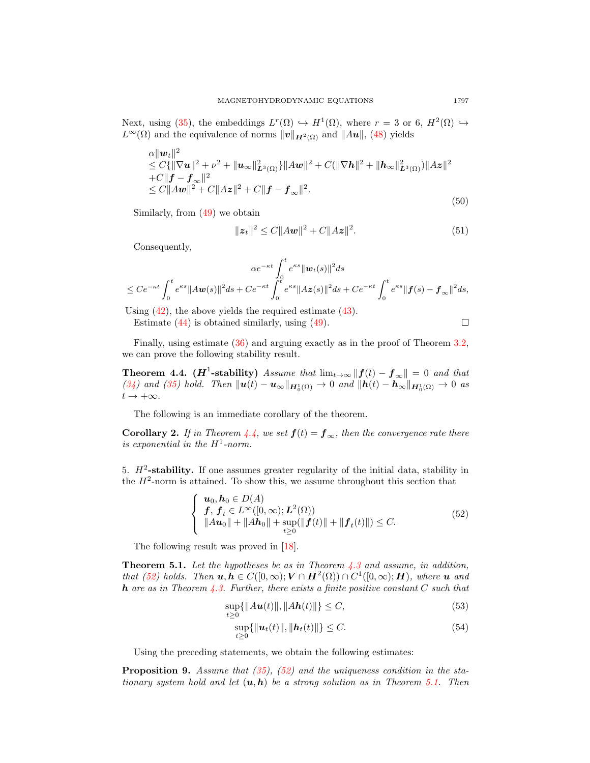Next, using (35), the embeddings $L^r(\Omega) \hookrightarrow H^1(\Omega)$, where $r = 3$ or $6$, $H^2(\Omega) \hookrightarrow L^\infty(\Omega)$ and the equivalence of norms $\|\boldsymbol{v}\|_{\boldsymbol{H}^2(\Omega)}$ and $\|A\boldsymbol{u}\|$, (48) yields

$$
\begin{aligned}
&\alpha\|\boldsymbol{w}_t\|^2 \\
&\leq C\{\|\nabla \boldsymbol{u}\|^2 + \nu^2 + \|\boldsymbol{u}_\infty\|^2_{\boldsymbol{L}^3(\Omega)}\}\|A\boldsymbol{w}\|^2 + C(\|\nabla \boldsymbol{h}\|^2 + \|\boldsymbol{h}_\infty\|^2_{\boldsymbol{L}^3(\Omega)})\|A\boldsymbol{z}\|^2 \\
&+C\|\boldsymbol{f} - \boldsymbol{f}_\infty\|^2 \\
&\leq C\|A\boldsymbol{w}\|^2 + C\|A\boldsymbol{z}\|^2 + C\|\boldsymbol{f} - \boldsymbol{f}_\infty\|^2.
\end{aligned}
\tag{50}
$$

Similarly, from (49) we obtain

$$
\|\boldsymbol{z}_t\|^2 \leq C\|A\boldsymbol{w}\|^2 + C\|A\boldsymbol{z}\|^2. \tag{51}
$$

Consequently,

$$
\begin{aligned}
&\alpha e^{-\kappa t}\int_0^t e^{\kappa s}\|\boldsymbol{w}_t(s)\|^2 ds \\
\leq\; & Ce^{-\kappa t}\int_0^t e^{\kappa s}\|A\boldsymbol{w}(s)\|^2 ds + Ce^{-\kappa t}\int_0^t e^{\kappa s}\|A\boldsymbol{z}(s)\|^2 ds + Ce^{-\kappa t}\int_0^t e^{\kappa s}\|\boldsymbol{f}(s) - \boldsymbol{f}_\infty\|^2 ds,
\end{aligned}
$$

Using (42), the above yields the required estimate (43).

Estimate (44) is obtained similarly, using (49). ∎

Finally, using estimate (36) and arguing exactly as in the proof of Theorem 3.2, we can prove the following stability result.

**Theorem 4.4.** **($\boldsymbol{H}^1$-stability)** *Assume that $\lim_{t\to\infty}\|\boldsymbol{f}(t) - \boldsymbol{f}_\infty\| = 0$ and that (34) and (35) hold. Then $\|\boldsymbol{u}(t) - \boldsymbol{u}_\infty\|_{\boldsymbol{H}^1_0(\Omega)} \to 0$ and $\|\boldsymbol{h}(t) - \boldsymbol{h}_\infty\|_{\boldsymbol{H}^1_0(\Omega)} \to 0$ as $t \to +\infty$.*

The following is an immediate corollary of the theorem.

**Corollary 2.** *If in Theorem 4.4, we set $\boldsymbol{f}(t) = \boldsymbol{f}_\infty$, then the convergence rate there is exponential in the $H^1$-norm.*

## 5. $H^2$-stability.

If one assumes greater regularity of the initial data, stability in the $H^2$-norm is attained. To show this, we assume throughout this section that

$$
\left\{
\begin{array}{l}
\boldsymbol{u}_0, \boldsymbol{h}_0 \in D(A) \\
\boldsymbol{f},\, \boldsymbol{f}_t \in L^\infty([0,\infty); \boldsymbol{L}^2(\Omega)) \\
\|A\boldsymbol{u}_0\| + \|A\boldsymbol{h}_0\| + \sup\limits_{t\geq 0}(\|\boldsymbol{f}(t)\| + \|\boldsymbol{f}_t(t)\|) \leq C.
\end{array}
\right.
\tag{52}
$$

The following result was proved in [18].

**Theorem 5.1.** *Let the hypotheses be as in Theorem 4.3 and assume, in addition, that (52) holds. Then $\boldsymbol{u}, \boldsymbol{h} \in C([0,\infty); \boldsymbol{V} \cap \boldsymbol{H}^2(\Omega)) \cap C^1([0,\infty); \boldsymbol{H})$, where $\boldsymbol{u}$ and $\boldsymbol{h}$ are as in Theorem 4.3. Further, there exists a finite positive constant $C$ such that*

$$
\sup_{t\geq 0}\{\|A\boldsymbol{u}(t)\|, \|A\boldsymbol{h}(t)\|\} \leq C, \tag{53}
$$

$$
\sup_{t\geq 0}\{\|\boldsymbol{u}_t(t)\|, \|\boldsymbol{h}_t(t)\|\} \leq C. \tag{54}
$$

Using the preceding statements, we obtain the following estimates:

**Proposition 9.** *Assume that (35), (52) and the uniqueness condition in the stationary system hold and let $(\boldsymbol{u}, \boldsymbol{h})$ be a strong solution as in Theorem 5.1. Then*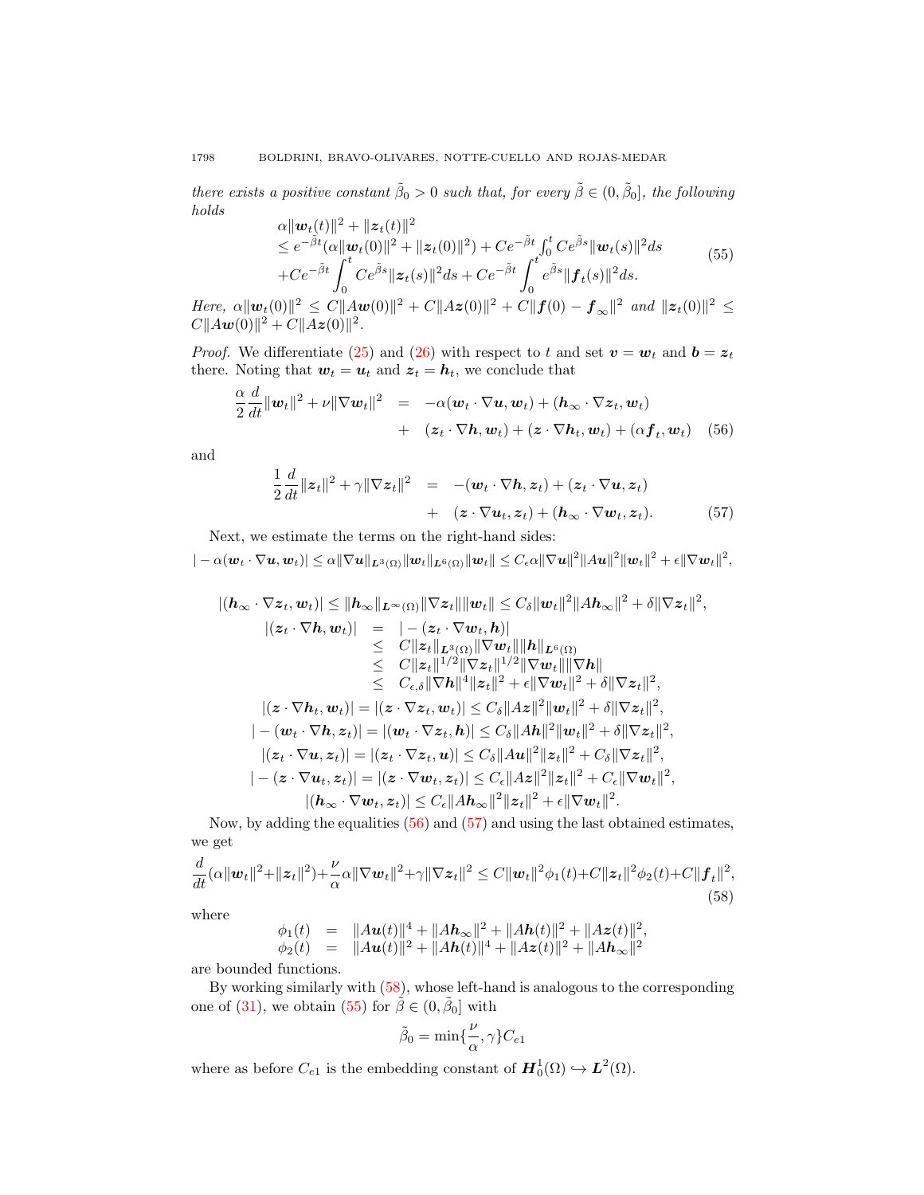*there exists a positive constant $\tilde{\beta}_0 > 0$ such that, for every $\tilde{\beta} \in (0, \tilde{\beta}_0]$, the following holds*

$$
\begin{aligned}
&\alpha \|\boldsymbol{w}_t(t)\|^2 + \|\boldsymbol{z}_t(t)\|^2 \\
&\leq e^{-\tilde{\beta} t}(\alpha \|\boldsymbol{w}_t(0)\|^2 + \|\boldsymbol{z}_t(0)\|^2) + Ce^{-\tilde{\beta} t}\int_0^t Ce^{\tilde{\beta} s}\|\boldsymbol{w}_t(s)\|^2 ds \\
&+Ce^{-\tilde{\beta} t}\int_0^t Ce^{\tilde{\beta} s}\|\boldsymbol{z}_t(s)\|^2 ds + Ce^{-\tilde{\beta} t}\int_0^t e^{\tilde{\beta} s}\|\boldsymbol{f}_t(s)\|^2 ds.
\end{aligned}
\tag{55}
$$

*Here, $\alpha\|\boldsymbol{w}_t(0)\|^2 \leq C\|A\boldsymbol{w}(0)\|^2 + C\|A\boldsymbol{z}(0)\|^2 + C\|\boldsymbol{f}(0) - \boldsymbol{f}_\infty\|^2$ and $\|\boldsymbol{z}_t(0)\|^2 \leq C\|A\boldsymbol{w}(0)\|^2 + C\|A\boldsymbol{z}(0)\|^2$.*

*Proof.* We differentiate (25) and (26) with respect to $t$ and set $\boldsymbol{v} = \boldsymbol{w}_t$ and $\boldsymbol{b} = \boldsymbol{z}_t$ there. Noting that $\boldsymbol{w}_t = \boldsymbol{u}_t$ and $\boldsymbol{z}_t = \boldsymbol{h}_t$, we conclude that

$$
\begin{aligned}
\frac{\alpha}{2}\frac{d}{dt}\|\boldsymbol{w}_t\|^2 + \nu\|\nabla \boldsymbol{w}_t\|^2 &= -\alpha(\boldsymbol{w}_t\cdot\nabla\boldsymbol{u}, \boldsymbol{w}_t) + (\boldsymbol{h}_\infty\cdot\nabla\boldsymbol{z}_t, \boldsymbol{w}_t) \\
&+ (\boldsymbol{z}_t\cdot\nabla\boldsymbol{h}, \boldsymbol{w}_t) + (\boldsymbol{z}\cdot\nabla\boldsymbol{h}_t, \boldsymbol{w}_t) + (\alpha\boldsymbol{f}_t, \boldsymbol{w}_t)
\end{aligned}
\tag{56}
$$

and

$$
\begin{aligned}
\frac{1}{2}\frac{d}{dt}\|\boldsymbol{z}_t\|^2 + \gamma\|\nabla\boldsymbol{z}_t\|^2 &= -(\boldsymbol{w}_t\cdot\nabla\boldsymbol{h}, \boldsymbol{z}_t) + (\boldsymbol{z}_t\cdot\nabla\boldsymbol{u}, \boldsymbol{z}_t) \\
&+ (\boldsymbol{z}\cdot\nabla\boldsymbol{u}_t, \boldsymbol{z}_t) + (\boldsymbol{h}_\infty\cdot\nabla\boldsymbol{w}_t, \boldsymbol{z}_t).
\end{aligned}
\tag{57}
$$

Next, we estimate the terms on the right-hand sides:

$$
|-\alpha(\boldsymbol{w}_t\cdot\nabla\boldsymbol{u}, \boldsymbol{w}_t)| \leq \alpha\|\nabla\boldsymbol{u}\|_{\boldsymbol{L}^3(\Omega)}\|\boldsymbol{w}_t\|_{\boldsymbol{L}^6(\Omega)}\|\boldsymbol{w}_t\| \leq C_\epsilon\alpha\|\nabla\boldsymbol{u}\|^2\|A\boldsymbol{u}\|^2\|\boldsymbol{w}_t\|^2 + \epsilon\|\nabla\boldsymbol{w}_t\|^2,
$$

$$
|(\boldsymbol{h}_\infty\cdot\nabla\boldsymbol{z}_t, \boldsymbol{w}_t)| \leq \|\boldsymbol{h}_\infty\|_{\boldsymbol{L}^\infty(\Omega)}\|\nabla\boldsymbol{z}_t\|\|\boldsymbol{w}_t\| \leq C_\delta\|\boldsymbol{w}_t\|^2\|A\boldsymbol{h}_\infty\|^2 + \delta\|\nabla\boldsymbol{z}_t\|^2,
$$

$$
\begin{aligned}
|(\boldsymbol{z}_t\cdot\nabla\boldsymbol{h}, \boldsymbol{w}_t)| &= |-(\boldsymbol{z}_t\cdot\nabla\boldsymbol{w}_t, \boldsymbol{h})| \\
&\leq C\|\boldsymbol{z}_t\|_{\boldsymbol{L}^3(\Omega)}\|\nabla\boldsymbol{w}_t\|\|\boldsymbol{h}\|_{\boldsymbol{L}^6(\Omega)} \\
&\leq C\|\boldsymbol{z}_t\|^{1/2}\|\nabla\boldsymbol{z}_t\|^{1/2}\|\nabla\boldsymbol{w}_t\|\|\nabla\boldsymbol{h}\| \\
&\leq C_{\epsilon,\delta}\|\nabla\boldsymbol{h}\|^4\|\boldsymbol{z}_t\|^2 + \epsilon\|\nabla\boldsymbol{w}_t\|^2 + \delta\|\nabla\boldsymbol{z}_t\|^2,
\end{aligned}
$$

$$
|(\boldsymbol{z}\cdot\nabla\boldsymbol{h}_t, \boldsymbol{w}_t)| = |(\boldsymbol{z}\cdot\nabla\boldsymbol{z}_t, \boldsymbol{w}_t)| \leq C_\delta\|A\boldsymbol{z}\|^2\|\boldsymbol{w}_t\|^2 + \delta\|\nabla\boldsymbol{z}_t\|^2,
$$

$$
|-(\boldsymbol{w}_t\cdot\nabla\boldsymbol{h}, \boldsymbol{z}_t)| = |(\boldsymbol{w}_t\cdot\nabla\boldsymbol{z}_t, \boldsymbol{h})| \leq C_\delta\|A\boldsymbol{h}\|^2\|\boldsymbol{w}_t\|^2 + \delta\|\nabla\boldsymbol{z}_t\|^2,
$$

$$
|(\boldsymbol{z}_t\cdot\nabla\boldsymbol{u}, \boldsymbol{z}_t)| = |(\boldsymbol{z}_t\cdot\nabla\boldsymbol{z}_t, \boldsymbol{u})| \leq C_\delta\|A\boldsymbol{u}\|^2\|\boldsymbol{z}_t\|^2 + C_\delta\|\nabla\boldsymbol{z}_t\|^2,
$$

$$
|-(\boldsymbol{z}\cdot\nabla\boldsymbol{u}_t, \boldsymbol{z}_t)| = |(\boldsymbol{z}\cdot\nabla\boldsymbol{w}_t, \boldsymbol{z}_t)| \leq C_\epsilon\|A\boldsymbol{z}\|^2\|\boldsymbol{z}_t\|^2 + C_\epsilon\|\nabla\boldsymbol{w}_t\|^2,
$$

$$
|(\boldsymbol{h}_\infty\cdot\nabla\boldsymbol{w}_t, \boldsymbol{z}_t)| \leq C_\epsilon\|A\boldsymbol{h}_\infty\|^2\|\boldsymbol{z}_t\|^2 + \epsilon\|\nabla\boldsymbol{w}_t\|^2.
$$

Now, by adding the equalities (56) and (57) and using the last obtained estimates, we get

$$
\frac{d}{dt}(\alpha\|\boldsymbol{w}_t\|^2 + \|\boldsymbol{z}_t\|^2) + \frac{\nu}{\alpha}\alpha\|\nabla\boldsymbol{w}_t\|^2 + \gamma\|\nabla\boldsymbol{z}_t\|^2 \leq C\|\boldsymbol{w}_t\|^2\phi_1(t) + C\|\boldsymbol{z}_t\|^2\phi_2(t) + C\|\boldsymbol{f}_t\|^2,
\tag{58}
$$

where

$$
\begin{aligned}
\phi_1(t) &= \|A\boldsymbol{u}(t)\|^4 + \|A\boldsymbol{h}_\infty\|^2 + \|A\boldsymbol{h}(t)\|^2 + \|A\boldsymbol{z}(t)\|^2, \\
\phi_2(t) &= \|A\boldsymbol{u}(t)\|^2 + \|A\boldsymbol{h}(t)\|^4 + \|A\boldsymbol{z}(t)\|^2 + \|A\boldsymbol{h}_\infty\|^2
\end{aligned}
$$

are bounded functions.

By working similarly with (58), whose left-hand is analogous to the corresponding one of (31), we obtain (55) for $\tilde{\beta} \in (0, \tilde{\beta}_0]$ with

$$
\tilde{\beta}_0 = \min\{\frac{\nu}{\alpha}, \gamma\}C_{e1}
$$

where as before $C_{e1}$ is the embedding constant of $\boldsymbol{H}_0^1(\Omega) \hookrightarrow \boldsymbol{L}^2(\Omega)$.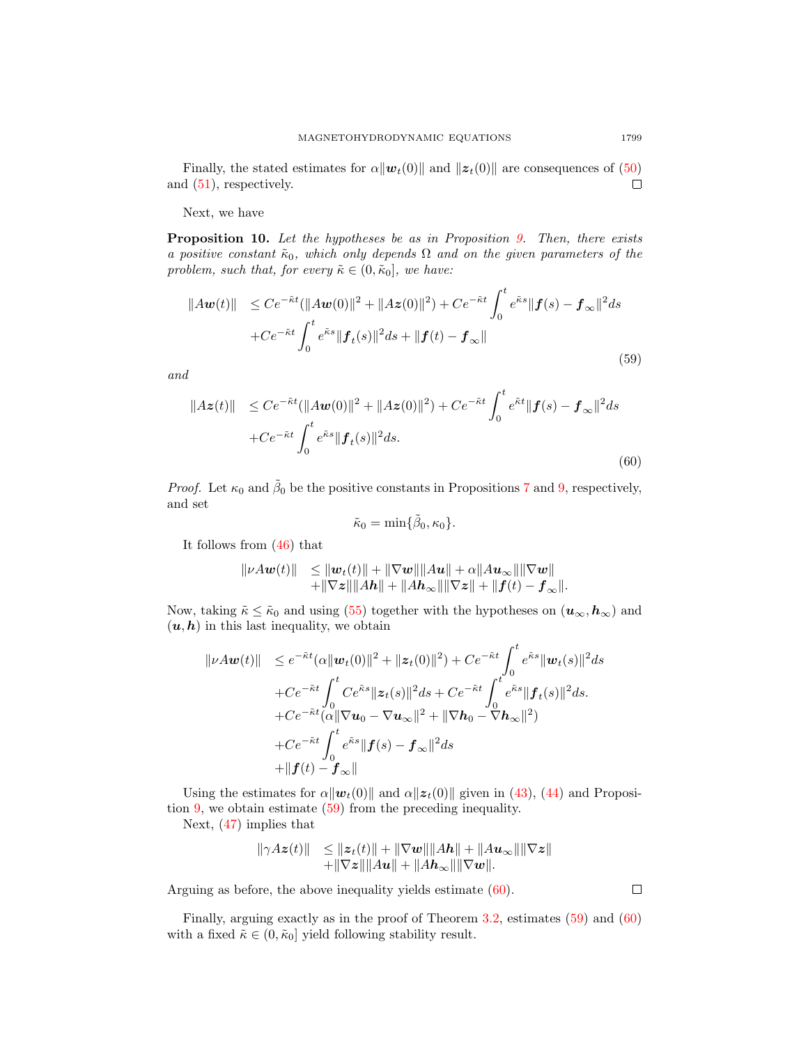Finally, the stated estimates for $\alpha\|\boldsymbol{w}_t(0)\|$ and $\|\boldsymbol{z}_t(0)\|$ are consequences of (50) and (51), respectively. $\square$

Next, we have

**Proposition 10.** *Let the hypotheses be as in Proposition 9. Then, there exists a positive constant $\tilde{\kappa}_0$, which only depends $\Omega$ and on the given parameters of the problem, such that, for every $\tilde{\kappa} \in (0, \tilde{\kappa}_0]$, we have:*

$$
\begin{aligned}
\|A\boldsymbol{w}(t)\| &\leq Ce^{-\tilde{\kappa}t}(\|A\boldsymbol{w}(0)\|^2 + \|A\boldsymbol{z}(0)\|^2) + Ce^{-\tilde{\kappa}t}\int_0^t e^{\tilde{\kappa}s}\|\boldsymbol{f}(s) - \boldsymbol{f}_\infty\|^2 ds \\
&\quad + Ce^{-\tilde{\kappa}t}\int_0^t e^{\tilde{\kappa}s}\|\boldsymbol{f}_t(s)\|^2 ds + \|\boldsymbol{f}(t) - \boldsymbol{f}_\infty\|
\end{aligned}
\tag{59}
$$

*and*

$$
\begin{aligned}
\|A\boldsymbol{z}(t)\| &\leq Ce^{-\tilde{\kappa}t}(\|A\boldsymbol{w}(0)\|^2 + \|A\boldsymbol{z}(0)\|^2) + Ce^{-\tilde{\kappa}t}\int_0^t e^{\tilde{\kappa}t}\|\boldsymbol{f}(s) - \boldsymbol{f}_\infty\|^2 ds \\
&\quad + Ce^{-\tilde{\kappa}t}\int_0^t e^{\tilde{\kappa}s}\|\boldsymbol{f}_t(s)\|^2 ds.
\end{aligned}
\tag{60}
$$

*Proof.* Let $\kappa_0$ and $\tilde{\beta}_0$ be the positive constants in Propositions 7 and 9, respectively, and set

$$\tilde{\kappa}_0 = \min\{\tilde{\beta}_0, \kappa_0\}.$$

It follows from (46) that

$$
\begin{aligned}
\|\nu A\boldsymbol{w}(t)\| &\leq \|\boldsymbol{w}_t(t)\| + \|\nabla\boldsymbol{w}\|\|A\boldsymbol{u}\| + \alpha\|A\boldsymbol{u}_\infty\|\|\nabla\boldsymbol{w}\| \\
&\quad + \|\nabla\boldsymbol{z}\|\|A\boldsymbol{h}\| + \|A\boldsymbol{h}_\infty\|\|\nabla\boldsymbol{z}\| + \|\boldsymbol{f}(t) - \boldsymbol{f}_\infty\|.
\end{aligned}
$$

Now, taking $\tilde{\kappa} \leq \tilde{\kappa}_0$ and using (55) together with the hypotheses on $(\boldsymbol{u}_\infty, \boldsymbol{h}_\infty)$ and $(\boldsymbol{u}, \boldsymbol{h})$ in this last inequality, we obtain

$$
\begin{aligned}
\|\nu A\boldsymbol{w}(t)\| &\leq e^{-\tilde{\kappa}t}(\alpha\|\boldsymbol{w}_t(0)\|^2 + \|\boldsymbol{z}_t(0)\|^2) + Ce^{-\tilde{\kappa}t}\int_0^t e^{\tilde{\kappa}s}\|\boldsymbol{w}_t(s)\|^2 ds \\
&\quad + Ce^{-\tilde{\kappa}t}\int_0^t Ce^{\tilde{\kappa}s}\|\boldsymbol{z}_t(s)\|^2 ds + Ce^{-\tilde{\kappa}t}\int_0^t e^{\tilde{\kappa}s}\|\boldsymbol{f}_t(s)\|^2 ds. \\
&\quad + Ce^{-\tilde{\kappa}t}(\alpha\|\nabla\boldsymbol{u}_0 - \nabla\boldsymbol{u}_\infty\|^2 + \|\nabla\boldsymbol{h}_0 - \nabla\boldsymbol{h}_\infty\|^2) \\
&\quad + Ce^{-\tilde{\kappa}t}\int_0^t e^{\tilde{\kappa}s}\|\boldsymbol{f}(s) - \boldsymbol{f}_\infty\|^2 ds \\
&\quad + \|\boldsymbol{f}(t) - \boldsymbol{f}_\infty\|
\end{aligned}
$$

Using the estimates for $\alpha\|\boldsymbol{w}_t(0)\|$ and $\alpha\|\boldsymbol{z}_t(0)\|$ given in (43), (44) and Proposition 9, we obtain estimate (59) from the preceding inequality.

Next, (47) implies that

$$
\begin{aligned}
\|\gamma A\boldsymbol{z}(t)\| &\leq \|\boldsymbol{z}_t(t)\| + \|\nabla\boldsymbol{w}\|\|A\boldsymbol{h}\| + \|A\boldsymbol{u}_\infty\|\|\nabla\boldsymbol{z}\| \\
&\quad + \|\nabla\boldsymbol{z}\|\|A\boldsymbol{u}\| + \|A\boldsymbol{h}_\infty\|\|\nabla\boldsymbol{w}\|.
\end{aligned}
$$

Arguing as before, the above inequality yields estimate (60). $\square$

Finally, arguing exactly as in the proof of Theorem 3.2, estimates (59) and (60) with a fixed $\tilde{\kappa} \in (0, \tilde{\kappa}_0]$ yield following stability result.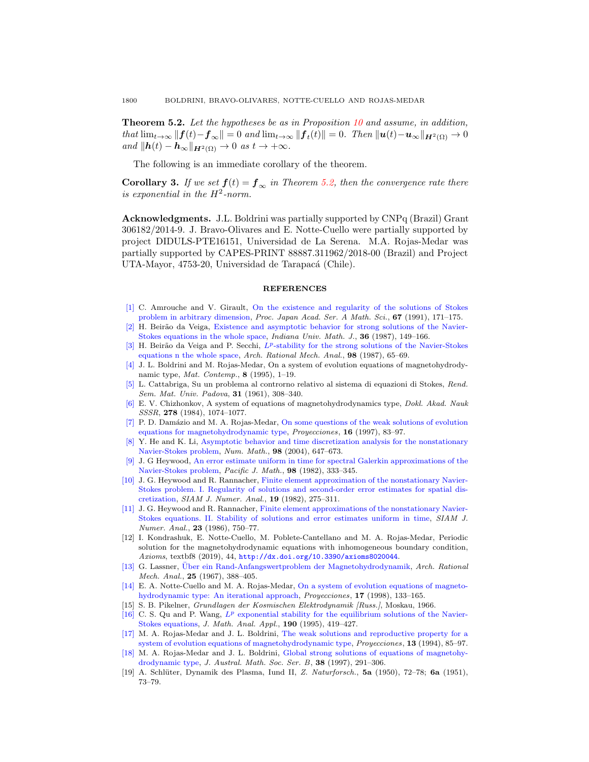**Theorem 5.2.** *Let the hypotheses be as in Proposition 10 and assume, in addition, that* $\lim_{t\to\infty} \|\boldsymbol{f}(t)-\boldsymbol{f}_\infty\| = 0$ *and* $\lim_{t\to\infty} \|\boldsymbol{f}_t(t)\| = 0$. *Then* $\|\boldsymbol{u}(t)-\boldsymbol{u}_\infty\|_{\boldsymbol{H}^2(\Omega)} \to 0$ *and* $\|\boldsymbol{h}(t) - \boldsymbol{h}_\infty\|_{\boldsymbol{H}^2(\Omega)} \to 0$ *as* $t \to +\infty$.

The following is an immediate corollary of the theorem.

**Corollary 3.** *If we set* $\boldsymbol{f}(t) = \boldsymbol{f}_\infty$ *in Theorem 5.2, then the convergence rate there is exponential in the* $H^2$*-norm.*

**Acknowledgments.** J.L. Boldrini was partially supported by CNPq (Brazil) Grant 306182/2014-9. J. Bravo-Olivares and E. Notte-Cuello were partially supported by project DIDULS-PTE16151, Universidad de La Serena. M.A. Rojas-Medar was partially supported by CAPES-PRINT 88887.311962/2018-00 (Brazil) and Project UTA-Mayor, 4753-20, Universidad de Tarapacá (Chile).

## REFERENCES

[1] C. Amrouche and V. Girault, On the existence and regularity of the solutions of Stokes problem in arbitrary dimension, *Proc. Japan Acad. Ser. A Math. Sci.*, **67** (1991), 171–175.

[2] H. Beirão da Veiga, Existence and asymptotic behavior for strong solutions of the Navier-Stokes equations in the whole space, *Indiana Univ. Math. J.*, **36** (1987), 149–166.

[3] H. Beirão da Veiga and P. Secchi, $L^p$-stability for the strong solutions of the Navier-Stokes equations n the whole space, *Arch. Rational Mech. Anal.*, **98** (1987), 65–69.

[4] J. L. Boldrini and M. Rojas-Medar, On a system of evolution equations of magnetohydrodynamic type, *Mat. Contemp.*, **8** (1995), 1–19.

[5] L. Cattabriga, Su un problema al contorno relativo al sistema di equazioni di Stokes, *Rend. Sem. Mat. Univ. Padova*, **31** (1961), 308–340.

[6] E. V. Chizhonkov, A system of equations of magnetohydrodynamics type, *Dokl. Akad. Nauk SSSR*, **278** (1984), 1074–1077.

[7] P. D. Damázio and M. A. Rojas-Medar, On some questions of the weak solutions of evolution equations for magnetohydrodynamic type, *Proyecciones*, **16** (1997), 83–97.

[8] Y. He and K. Li, Asymptotic behavior and time discretization analysis for the nonstationary Navier-Stokes problem, *Num. Math.*, **98** (2004), 647–673.

[9] J. G Heywood, An error estimate uniform in time for spectral Galerkin approximations of the Navier-Stokes problem, *Pacific J. Math.*, **98** (1982), 333–345.

[10] J. G. Heywood and R. Rannacher, Finite element approximation of the nonstationary Navier-Stokes problem. I. Regularity of solutions and second-order error estimates for spatial discretization, *SIAM J. Numer. Anal.*, **19** (1982), 275–311.

[11] J. G. Heywood and R. Rannacher, Finite element approximations of the nonstationary Navier-Stokes equations. II. Stability of solutions and error estimates uniform in time, *SIAM J. Numer. Anal.*, **23** (1986), 750–77.

[12] I. Kondrashuk, E. Notte-Cuello, M. Poblete-Cantellano and M. A. Rojas-Medar, Periodic solution for the magnetohydrodynamic equations with inhomogeneous boundary condition, *Axioms*, textbf8 (2019), 44, `http://dx.doi.org/10.3390/axioms8020044`.

[13] G. Lassner, Über ein Rand-Anfangswertproblem der Magnetohydrodynamik, *Arch. Rational Mech. Anal.*, **25** (1967), 388–405.

[14] E. A. Notte-Cuello and M. A. Rojas-Medar, On a system of evolution equations of magnetohydrodynamic type: An iterational approach, *Proyecciones*, **17** (1998), 133–165.

[15] S. B. Pikelner, *Grundlagen der Kosmischen Elektrodynamik [Russ.]*, Moskau, 1966.

[16] C. S. Qu and P. Wang, $L^p$ exponential stability for the equilibrium solutions of the Navier-Stokes equations, *J. Math. Anal. Appl.*, **190** (1995), 419–427.

[17] M. A. Rojas-Medar and J. L. Boldrini, The weak solutions and reproductive property for a system of evolution equations of magnetohydrodynamic type, *Proyecciones*, **13** (1994), 85–97.

[18] M. A. Rojas-Medar and J. L. Boldrini, Global strong solutions of equations of magnetohydrodynamic type, *J. Austral. Math. Soc. Ser. B*, **38** (1997), 291–306.

[19] A. Schlüter, Dynamik des Plasma, Iund II, *Z. Naturforsch.*, **5a** (1950), 72–78; **6a** (1951), 73–79.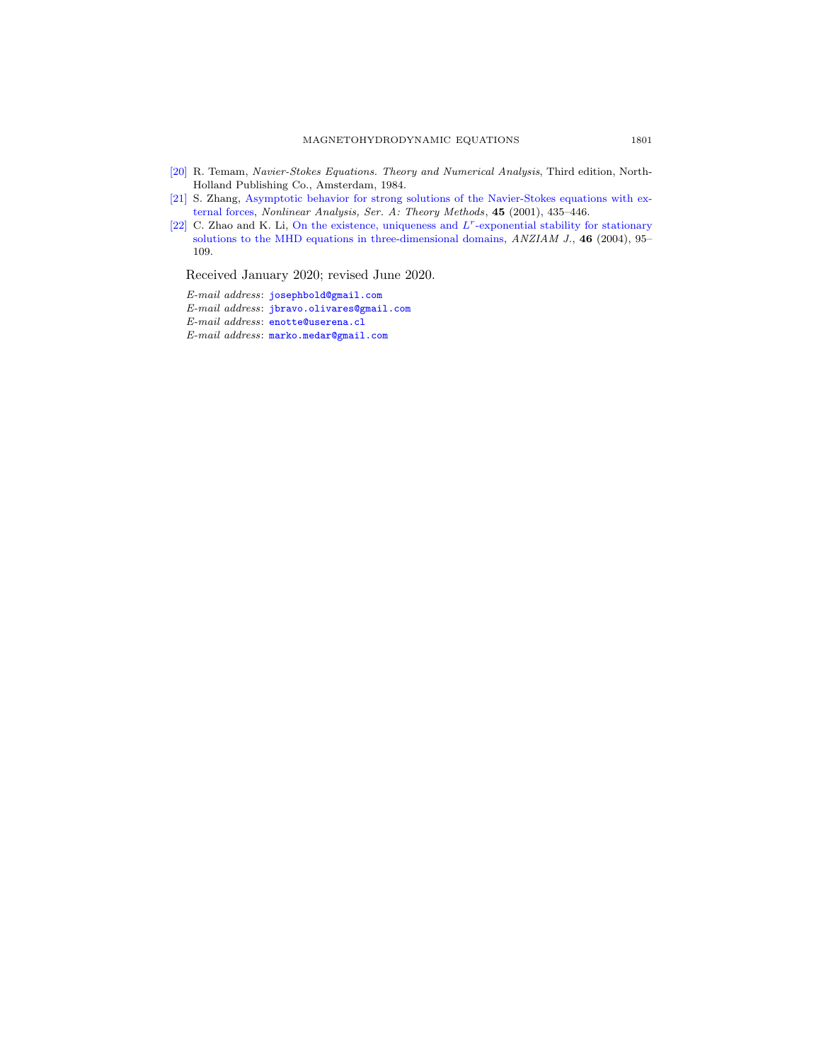[20] R. Temam, *Navier-Stokes Equations. Theory and Numerical Analysis*, Third edition, North-Holland Publishing Co., Amsterdam, 1984.

[21] S. Zhang, Asymptotic behavior for strong solutions of the Navier-Stokes equations with external forces, *Nonlinear Analysis, Ser. A: Theory Methods*, **45** (2001), 435–446.

[22] C. Zhao and K. Li, On the existence, uniqueness and $L^r$-exponential stability for stationary solutions to the MHD equations in three-dimensional domains, *ANZIAM J.*, **46** (2004), 95–109.

Received January 2020; revised June 2020.

*E-mail address*: josephbold@gmail.com
*E-mail address*: jbravo.olivares@gmail.com
*E-mail address*: enotte@userena.cl
*E-mail address*: marko.medar@gmail.com